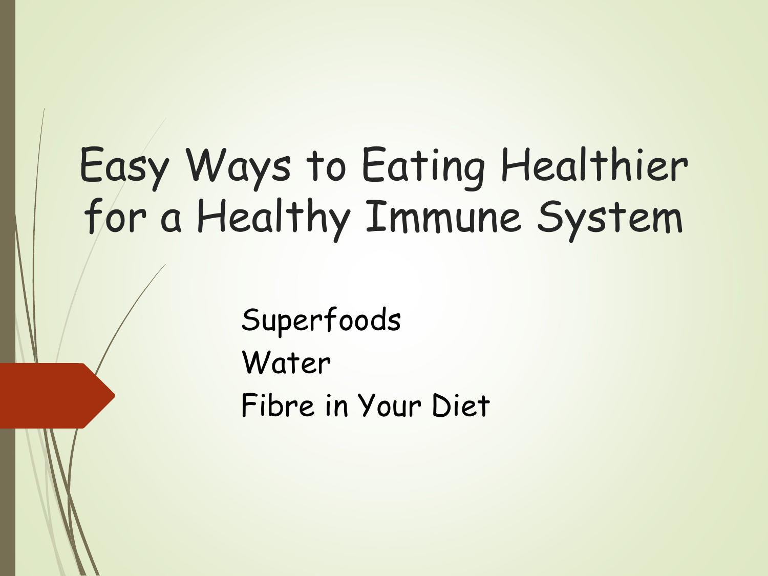# Easy Ways to Eating Healthier for a Healthy Immune System

Superfoods

Water

Fibre in Your Diet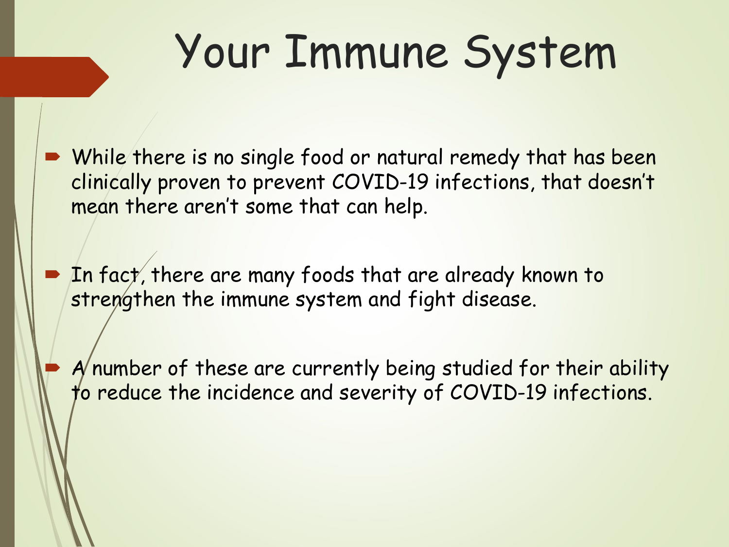# Your Immune System

- While there is no single food or natural remedy that has been clinically proven to prevent COVID-19 infections, that doesn't mean there aren't some that can help.

- In fact, there are many foods that are already known to strengthen the immune system and fight disease.

- A number of these are currently being studied for their ability to reduce the incidence and severity of COVID-19 infections.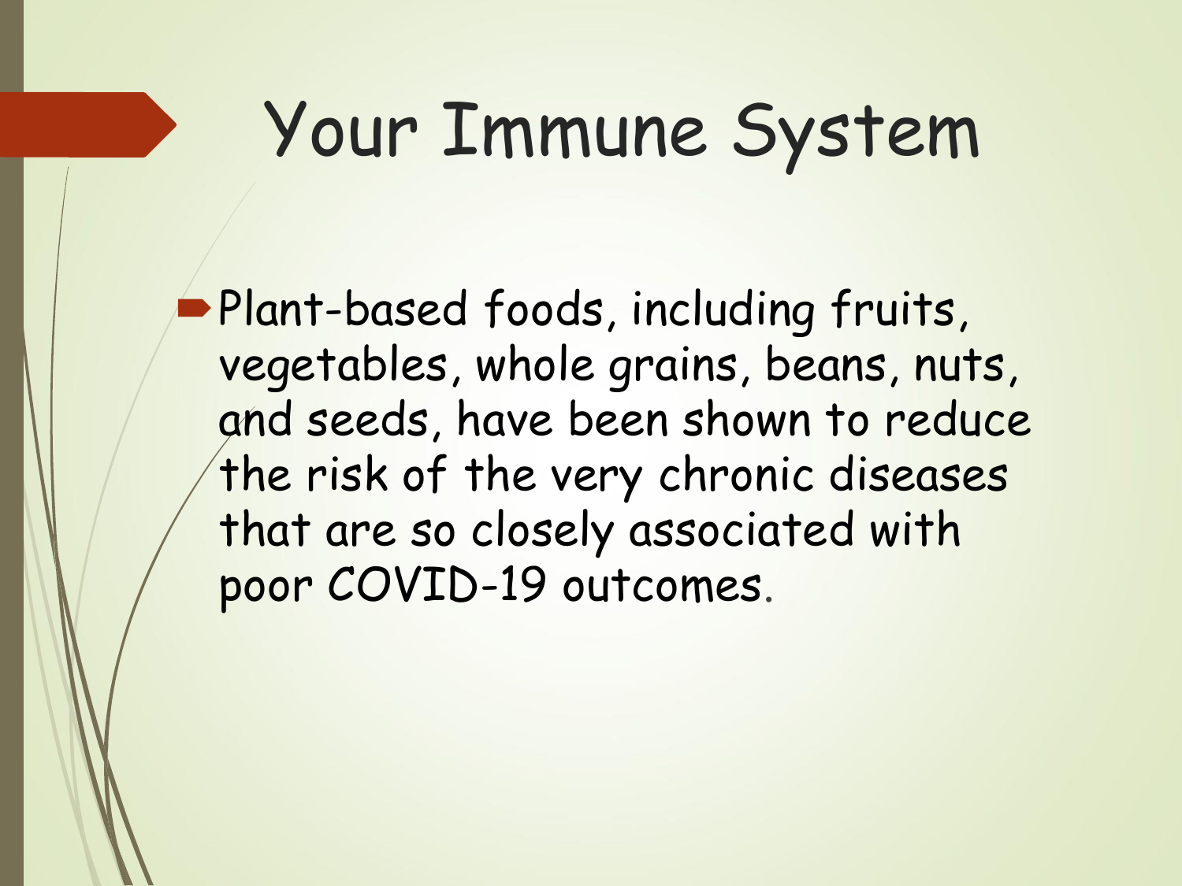# Your Immune System

- Plant-based foods, including fruits, vegetables, whole grains, beans, nuts, and seeds, have been shown to reduce the risk of the very chronic diseases that are so closely associated with poor COVID-19 outcomes.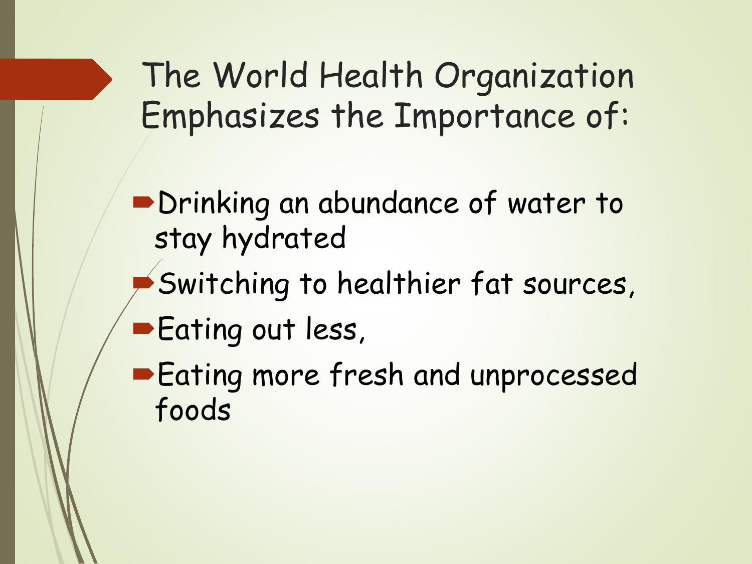# The World Health Organization Emphasizes the Importance of:

- Drinking an abundance of water to stay hydrated
- Switching to healthier fat sources,
- Eating out less,
- Eating more fresh and unprocessed foods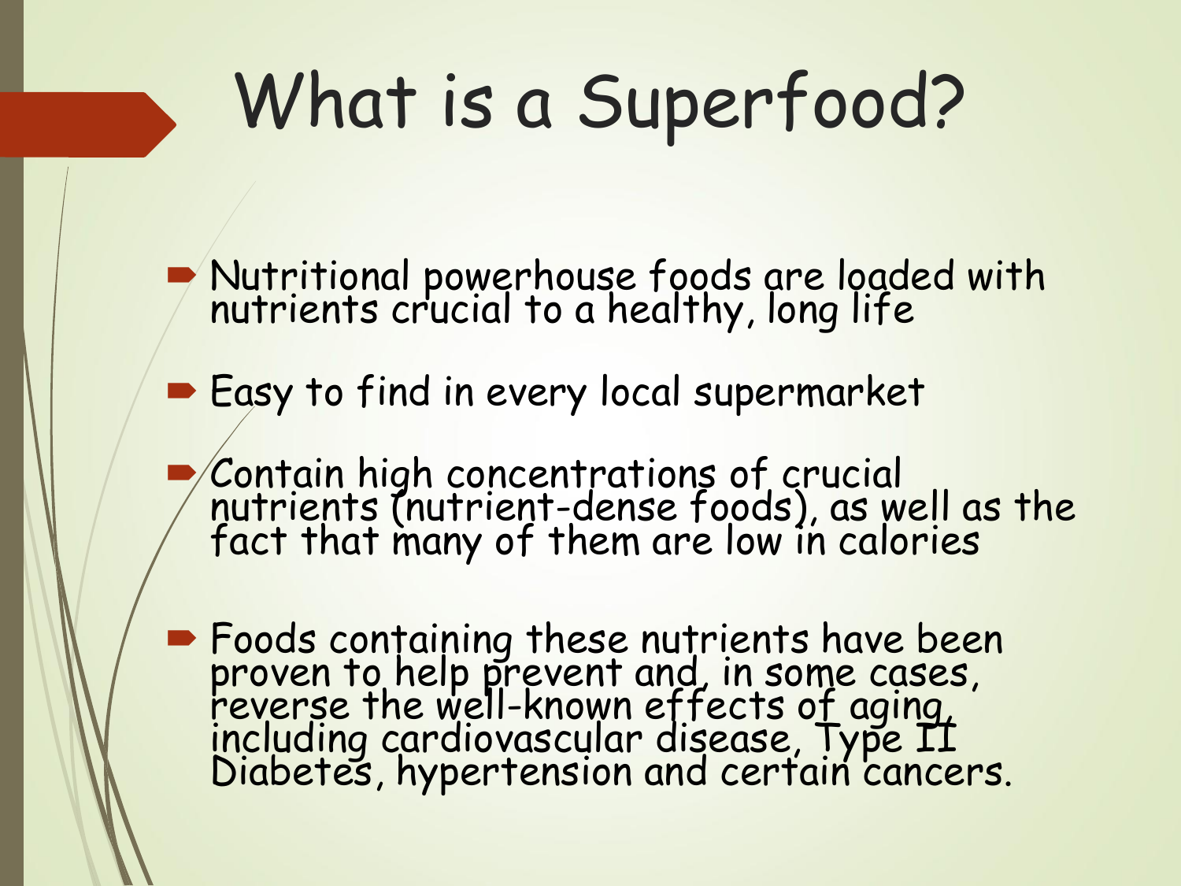# What is a Superfood?

- Nutritional powerhouse foods are loaded with nutrients crucial to a healthy, long life
- Easy to find in every local supermarket
- Contain high concentrations of crucial nutrients (nutrient-dense foods), as well as the fact that many of them are low in calories
- Foods containing these nutrients have been proven to help prevent and, in some cases, reverse the well-known effects of aging, including cardiovascular disease, Type II Diabetes, hypertension and certain cancers.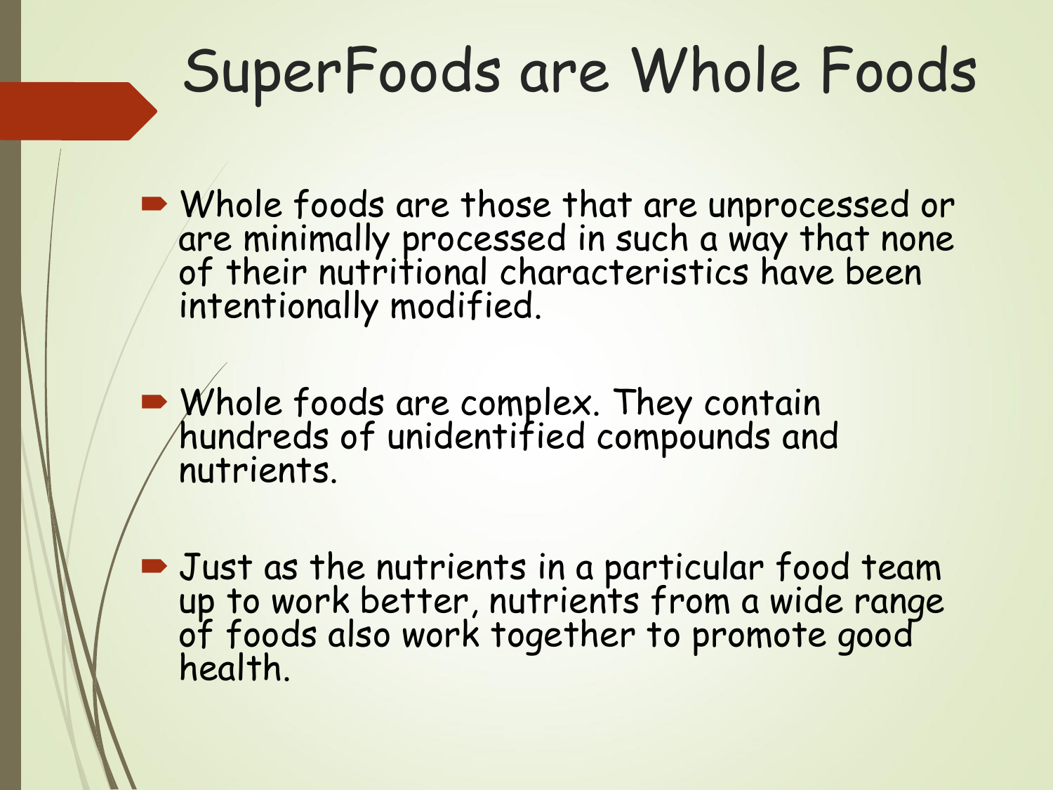# SuperFoods are Whole Foods

- Whole foods are those that are unprocessed or are minimally processed in such a way that none of their nutritional characteristics have been intentionally modified.

- Whole foods are complex. They contain hundreds of unidentified compounds and nutrients.

- Just as the nutrients in a particular food team up to work better, nutrients from a wide range of foods also work together to promote good health.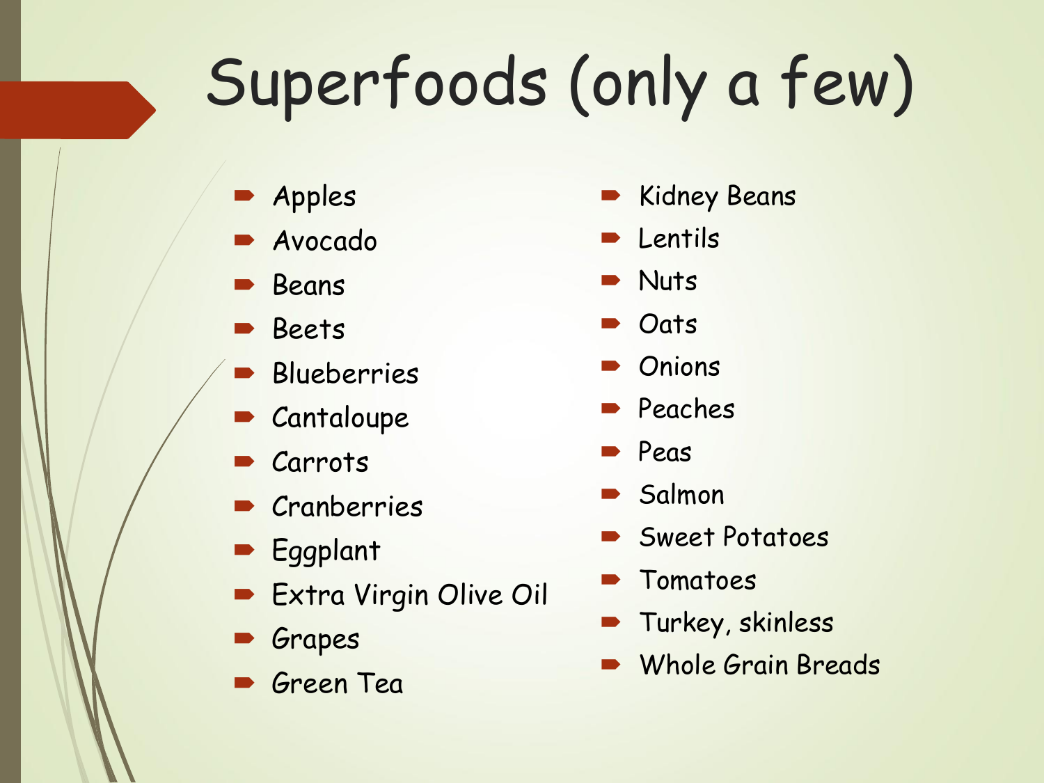# Superfoods (only a few)

- Apples
- Avocado
- Beans
- Beets
- Blueberries
- Cantaloupe
- Carrots
- Cranberries
- Eggplant
- Extra Virgin Olive Oil
- Grapes
- Green Tea
- Kidney Beans
- Lentils
- Nuts
- Oats
- Onions
- Peaches
- Peas
- Salmon
- Sweet Potatoes
- Tomatoes
- Turkey, skinless
- Whole Grain Breads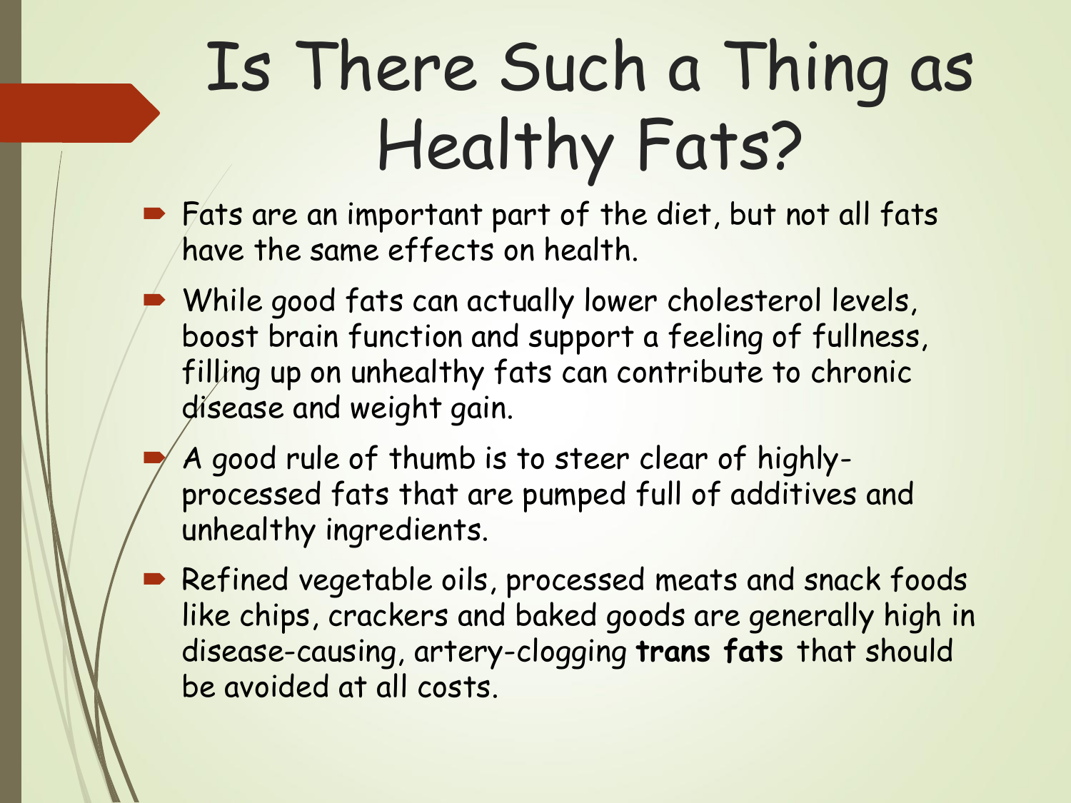# Is There Such a Thing as Healthy Fats?

- Fats are an important part of the diet, but not all fats have the same effects on health.
- While good fats can actually lower cholesterol levels, boost brain function and support a feeling of fullness, filling up on unhealthy fats can contribute to chronic disease and weight gain.
- A good rule of thumb is to steer clear of highly-processed fats that are pumped full of additives and unhealthy ingredients.
- Refined vegetable oils, processed meats and snack foods like chips, crackers and baked goods are generally high in disease-causing, artery-clogging **trans fats** that should be avoided at all costs.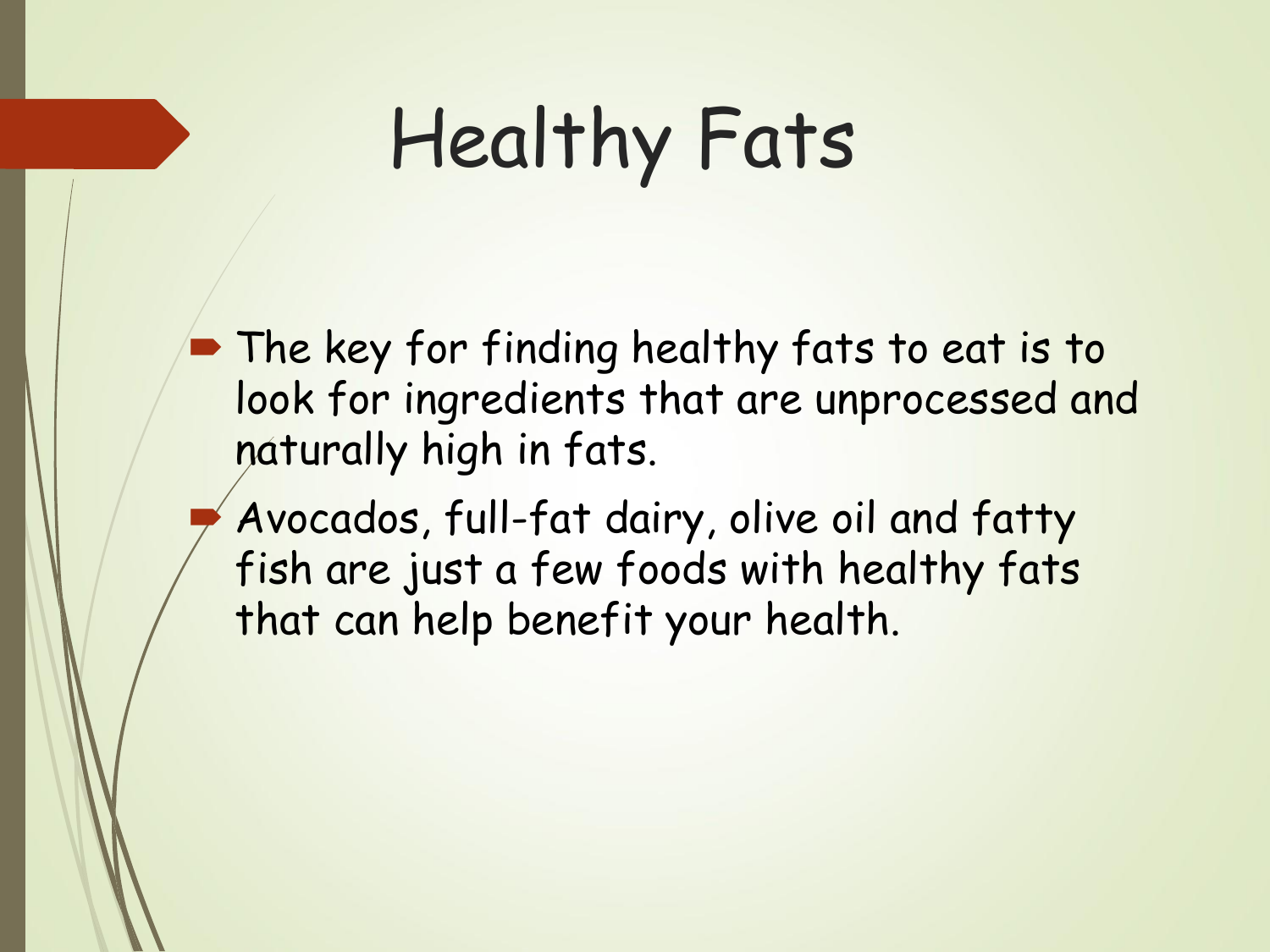# Healthy Fats

- The key for finding healthy fats to eat is to look for ingredients that are unprocessed and naturally high in fats.
- Avocados, full-fat dairy, olive oil and fatty fish are just a few foods with healthy fats that can help benefit your health.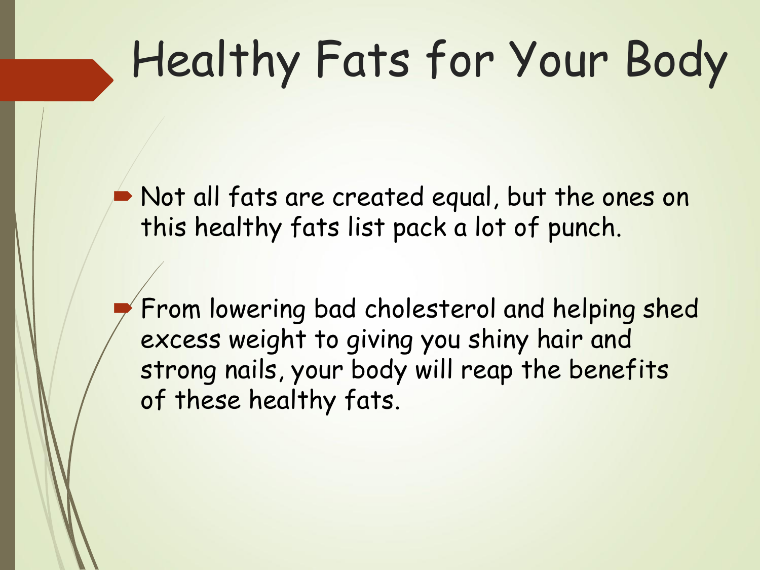# Healthy Fats for Your Body

- Not all fats are created equal, but the ones on this healthy fats list pack a lot of punch.
- From lowering bad cholesterol and helping shed excess weight to giving you shiny hair and strong nails, your body will reap the benefits of these healthy fats.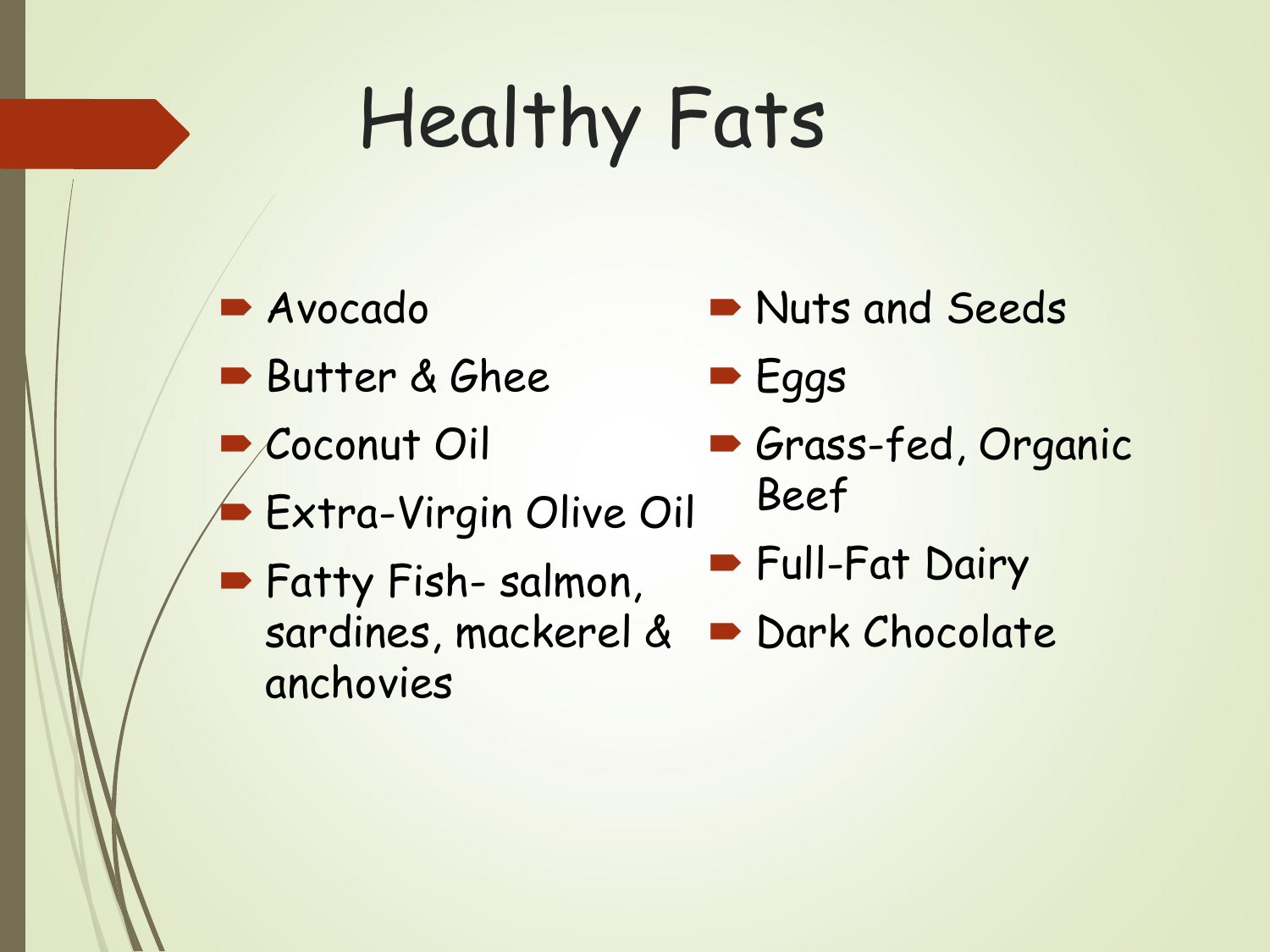# Healthy Fats

- Avocado
- Butter & Ghee
- Coconut Oil
- Extra-Virgin Olive Oil
- Fatty Fish- salmon, sardines, mackerel & anchovies
- Nuts and Seeds
- Eggs
- Grass-fed, Organic Beef
- Full-Fat Dairy
- Dark Chocolate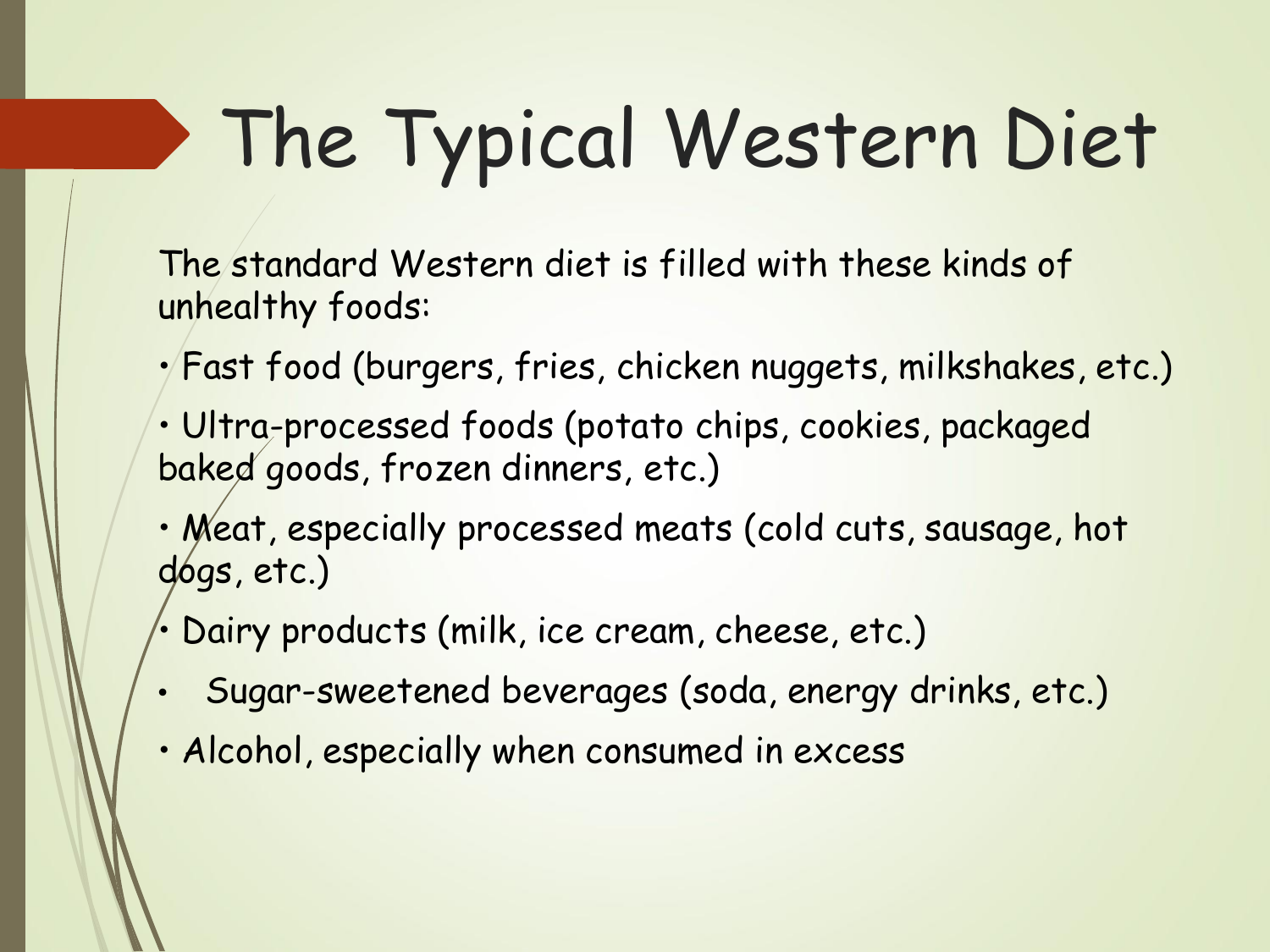# The Typical Western Diet

The standard Western diet is filled with these kinds of unhealthy foods:

- Fast food (burgers, fries, chicken nuggets, milkshakes, etc.)
- Ultra-processed foods (potato chips, cookies, packaged baked goods, frozen dinners, etc.)
- Meat, especially processed meats (cold cuts, sausage, hot dogs, etc.)
- Dairy products (milk, ice cream, cheese, etc.)
- Sugar-sweetened beverages (soda, energy drinks, etc.)
- Alcohol, especially when consumed in excess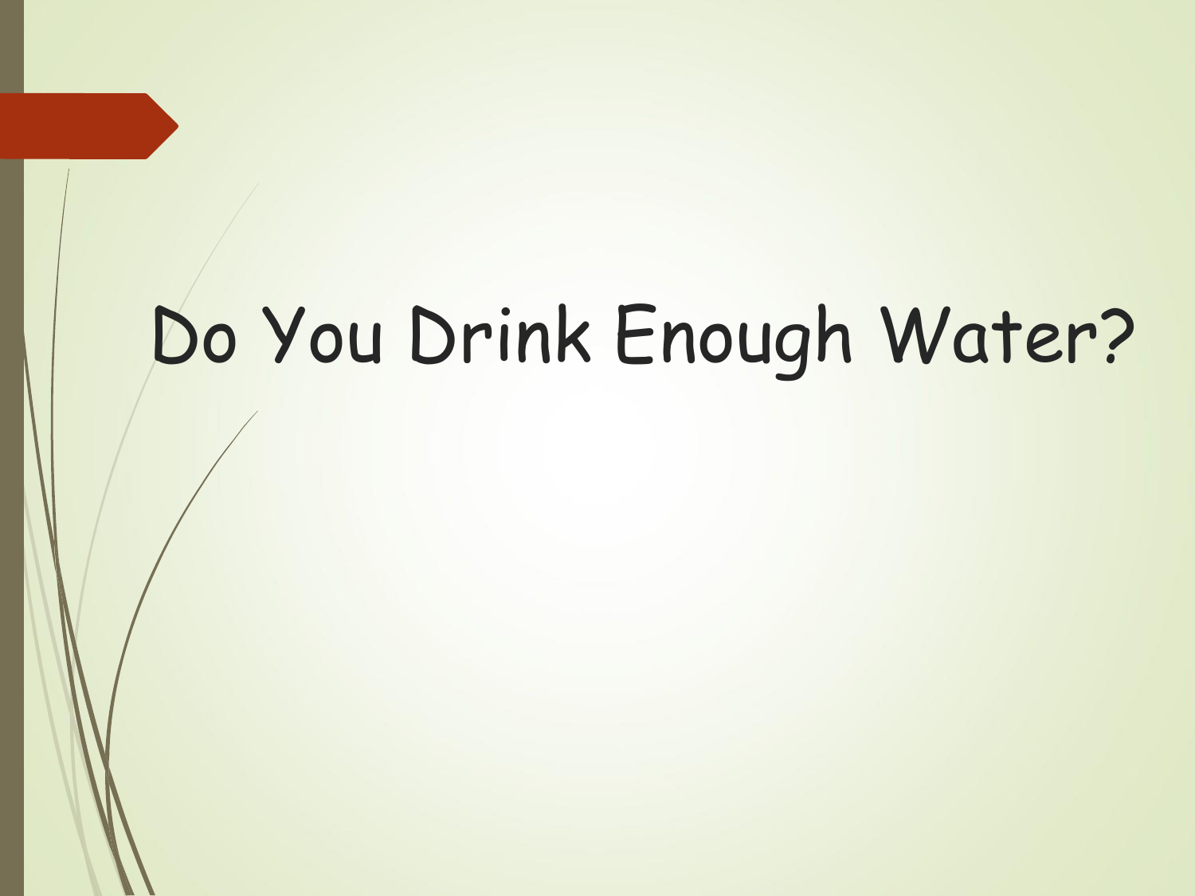# Do You Drink Enough Water?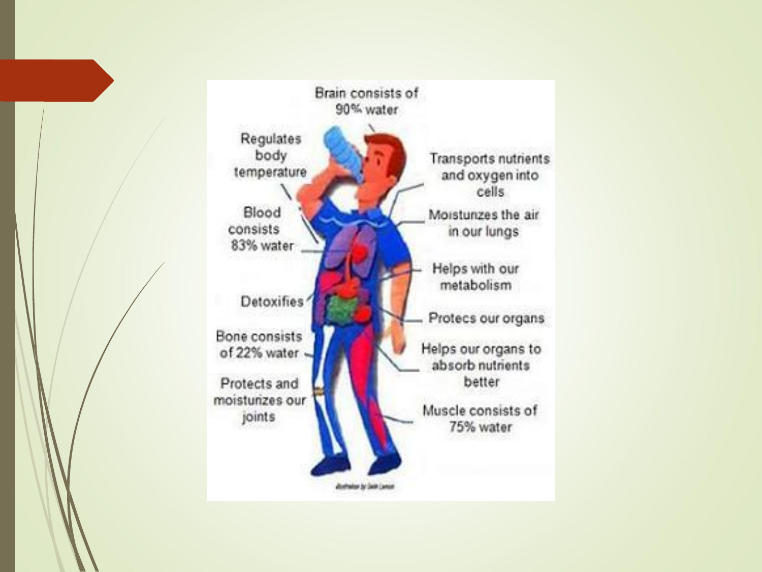Brain consists of 90% water

Regulates body temperature

Transports nutrients and oxygen into cells

Blood consists 83% water

Moistunzes the air in our lungs

Helps with our metabolism

Detoxifies

Protecs our organs

Bone consists of 22% water

Helps our organs to absorb nutrients better

Protects and moisturizes our joints

Muscle consists of 75% water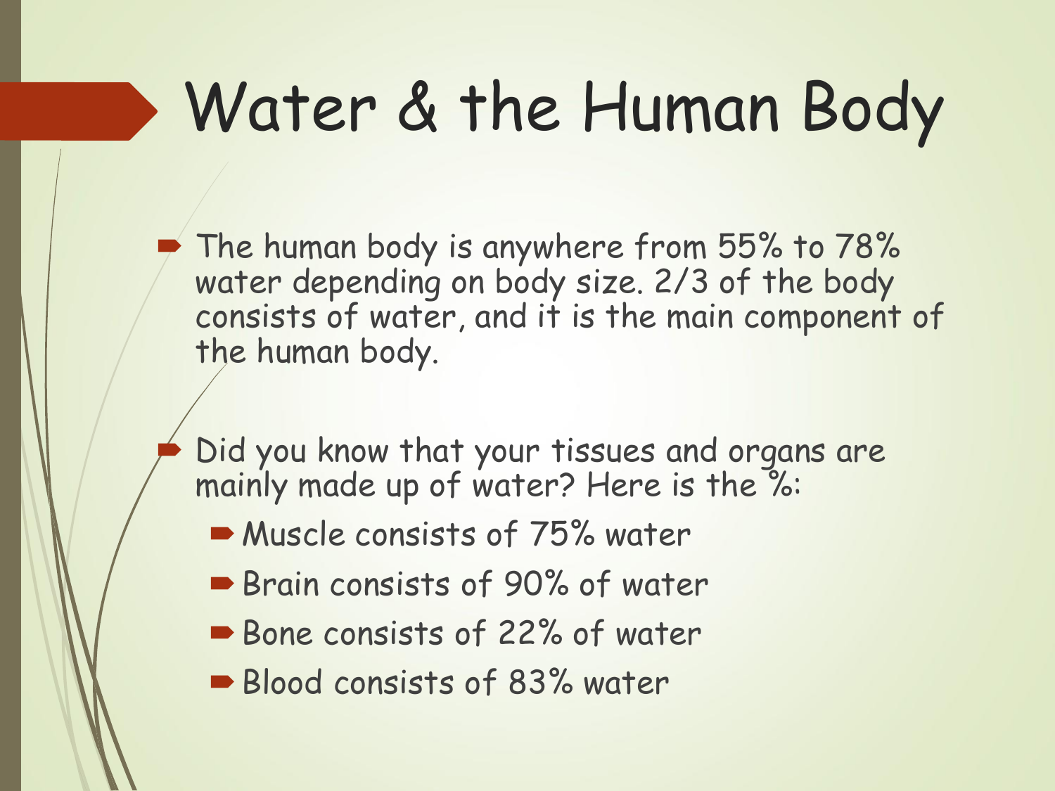# Water & the Human Body

- The human body is anywhere from 55% to 78% water depending on body size. 2/3 of the body consists of water, and it is the main component of the human body.

- Did you know that your tissues and organs are mainly made up of water? Here is the %:
  - Muscle consists of 75% water
  - Brain consists of 90% of water
  - Bone consists of 22% of water
  - Blood consists of 83% water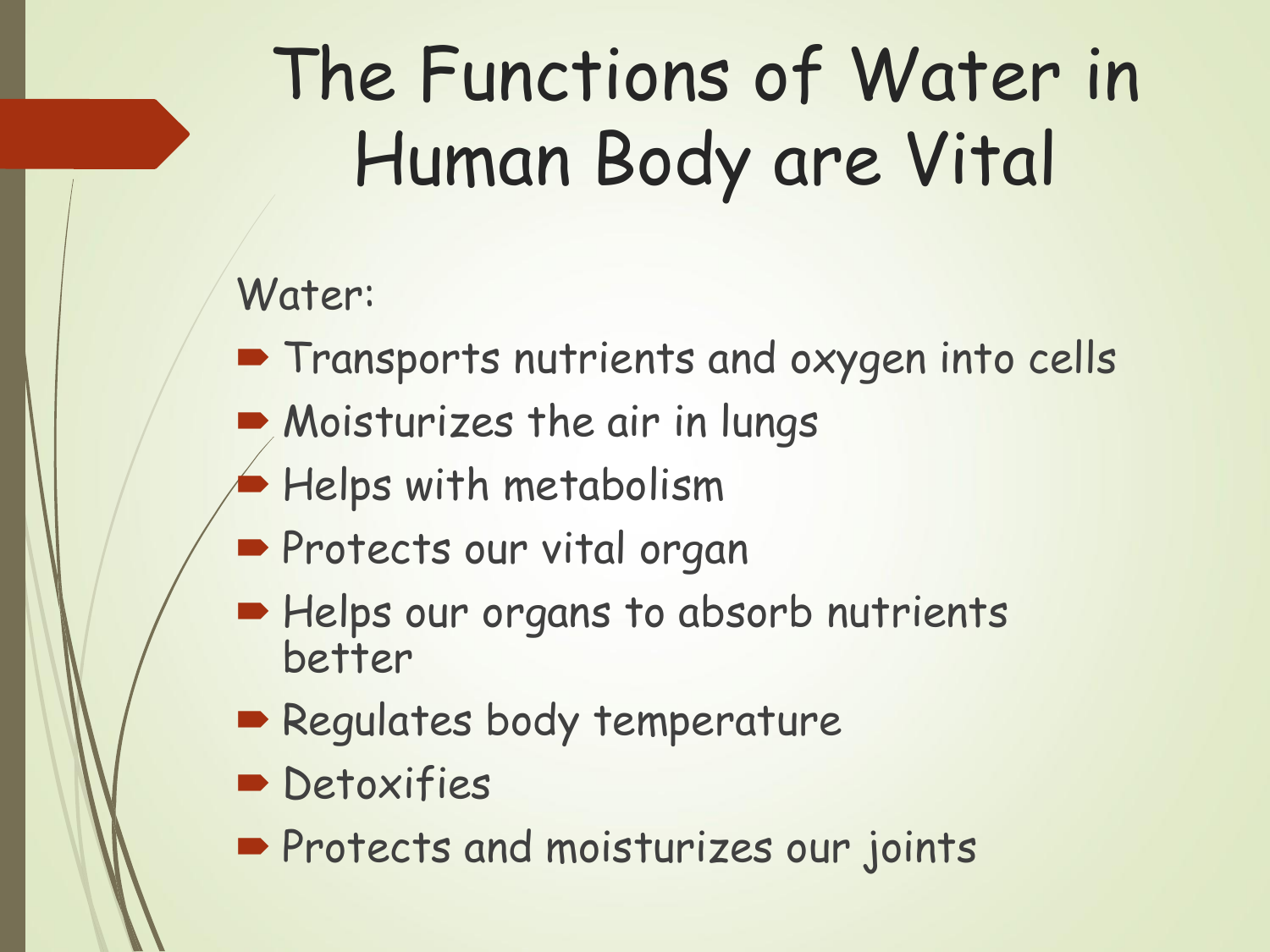# The Functions of Water in Human Body are Vital

Water:

- Transports nutrients and oxygen into cells
- Moisturizes the air in lungs
- Helps with metabolism
- Protects our vital organ
- Helps our organs to absorb nutrients better
- Regulates body temperature
- Detoxifies
- Protects and moisturizes our joints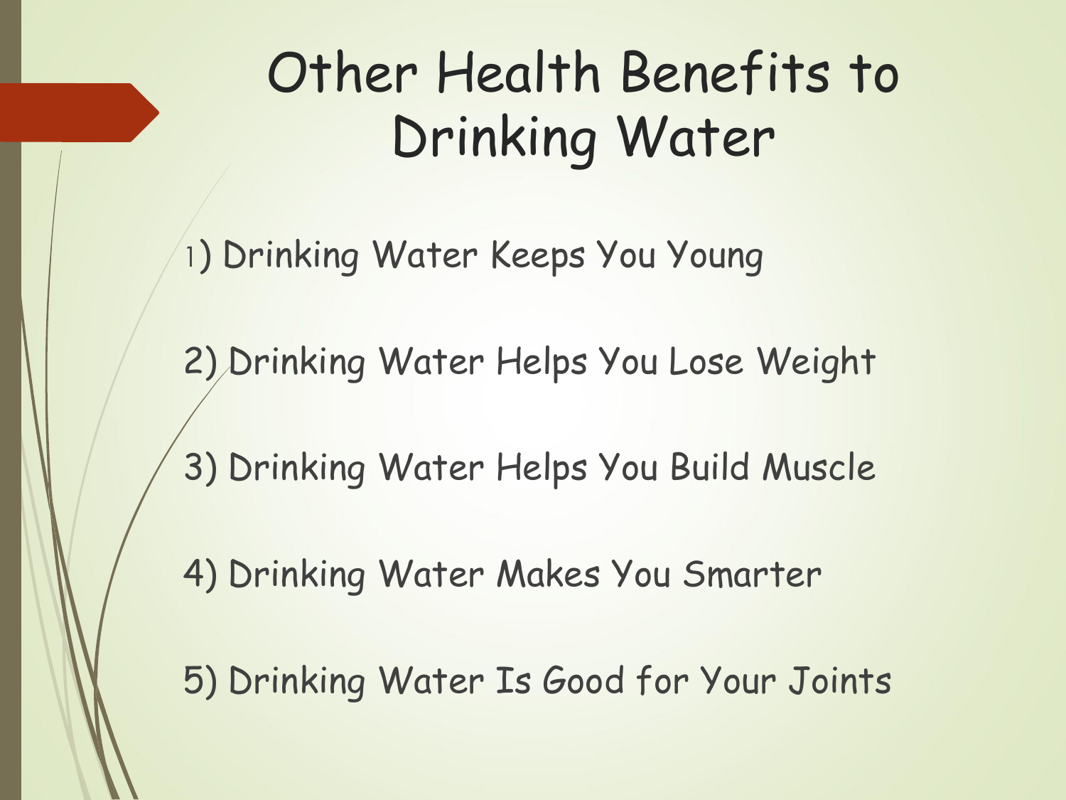# Other Health Benefits to Drinking Water

1) Drinking Water Keeps You Young

2) Drinking Water Helps You Lose Weight

3) Drinking Water Helps You Build Muscle

4) Drinking Water Makes You Smarter

5) Drinking Water Is Good for Your Joints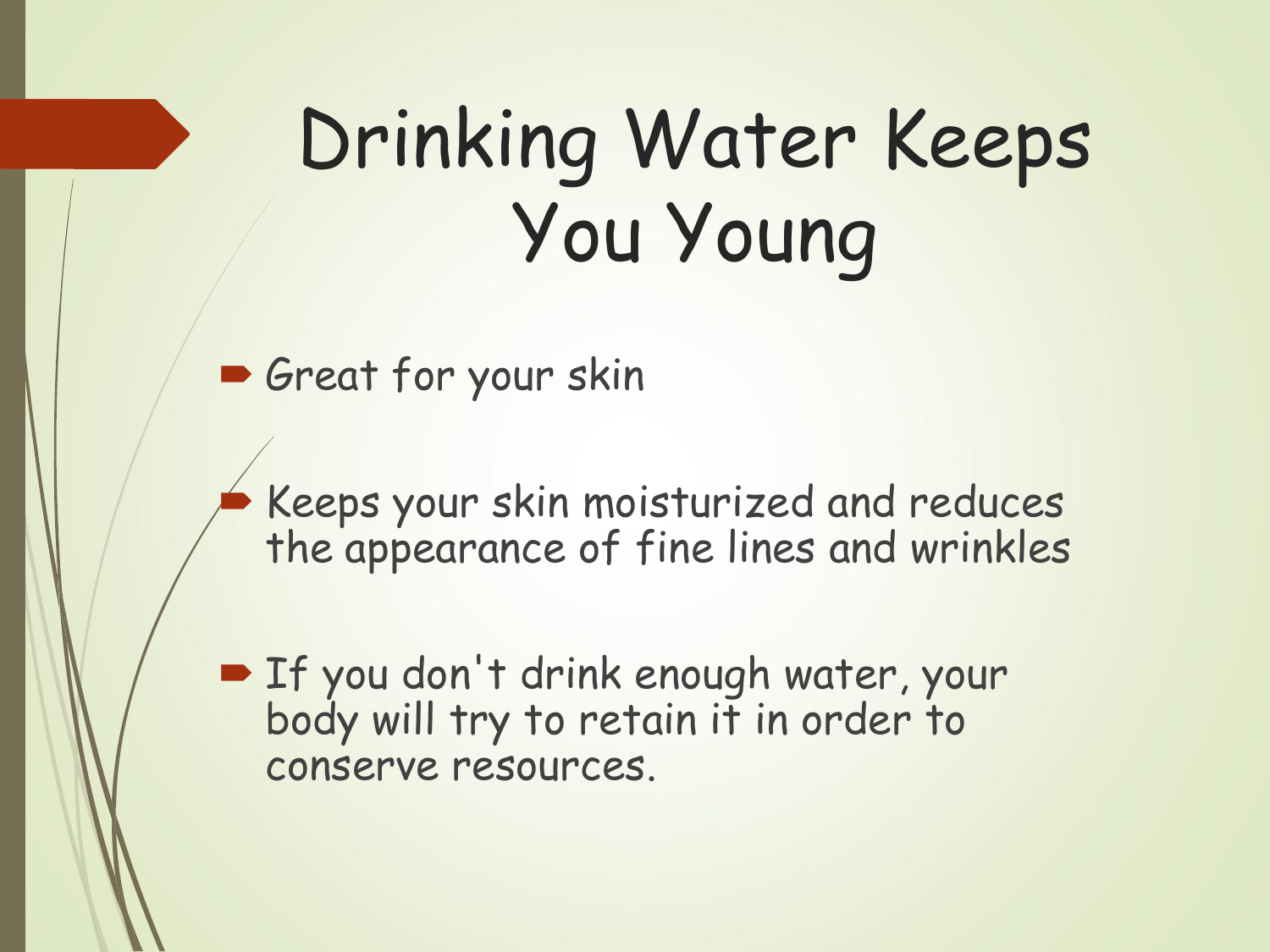# Drinking Water Keeps You Young

- Great for your skin

- Keeps your skin moisturized and reduces the appearance of fine lines and wrinkles

- If you don't drink enough water, your body will try to retain it in order to conserve resources.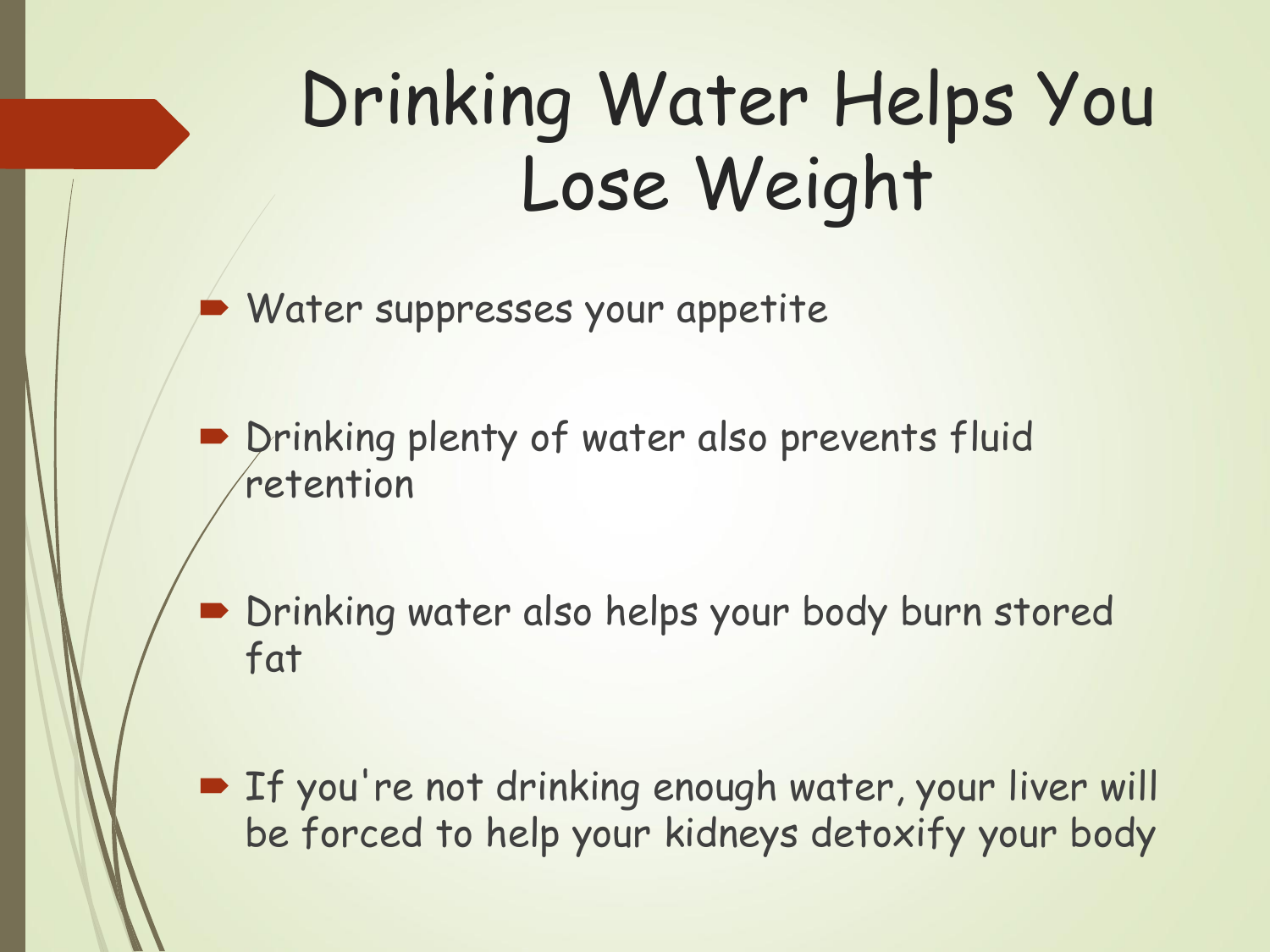# Drinking Water Helps You Lose Weight

- Water suppresses your appetite
- Drinking plenty of water also prevents fluid retention
- Drinking water also helps your body burn stored fat
- If you're not drinking enough water, your liver will be forced to help your kidneys detoxify your body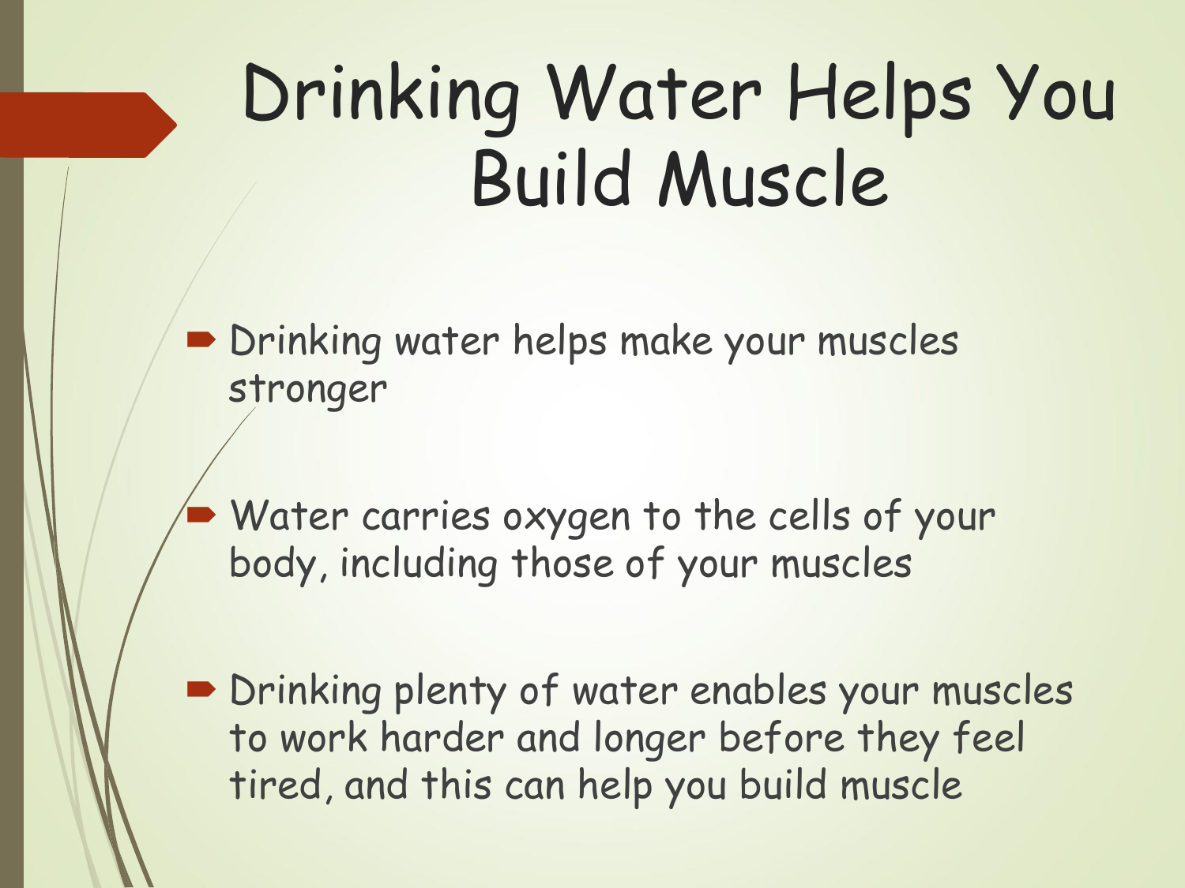# Drinking Water Helps You Build Muscle

- Drinking water helps make your muscles stronger
- Water carries oxygen to the cells of your body, including those of your muscles
- Drinking plenty of water enables your muscles to work harder and longer before they feel tired, and this can help you build muscle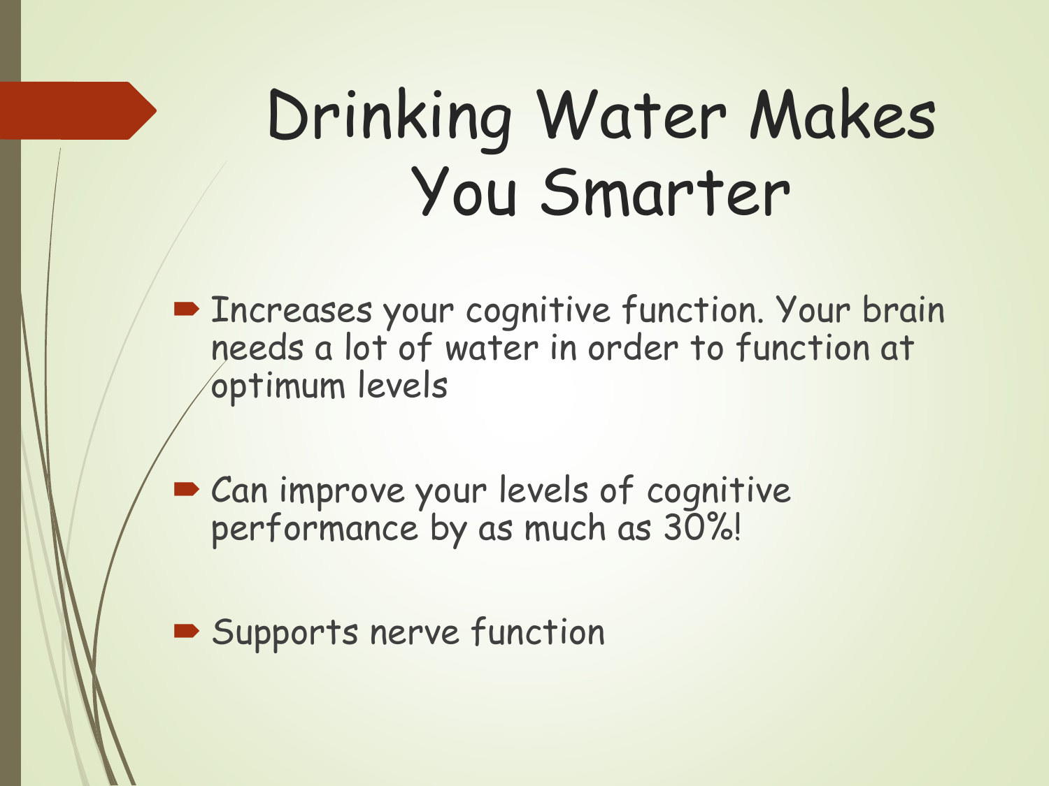# Drinking Water Makes You Smarter

- Increases your cognitive function. Your brain needs a lot of water in order to function at optimum levels

- Can improve your levels of cognitive performance by as much as 30%!

- Supports nerve function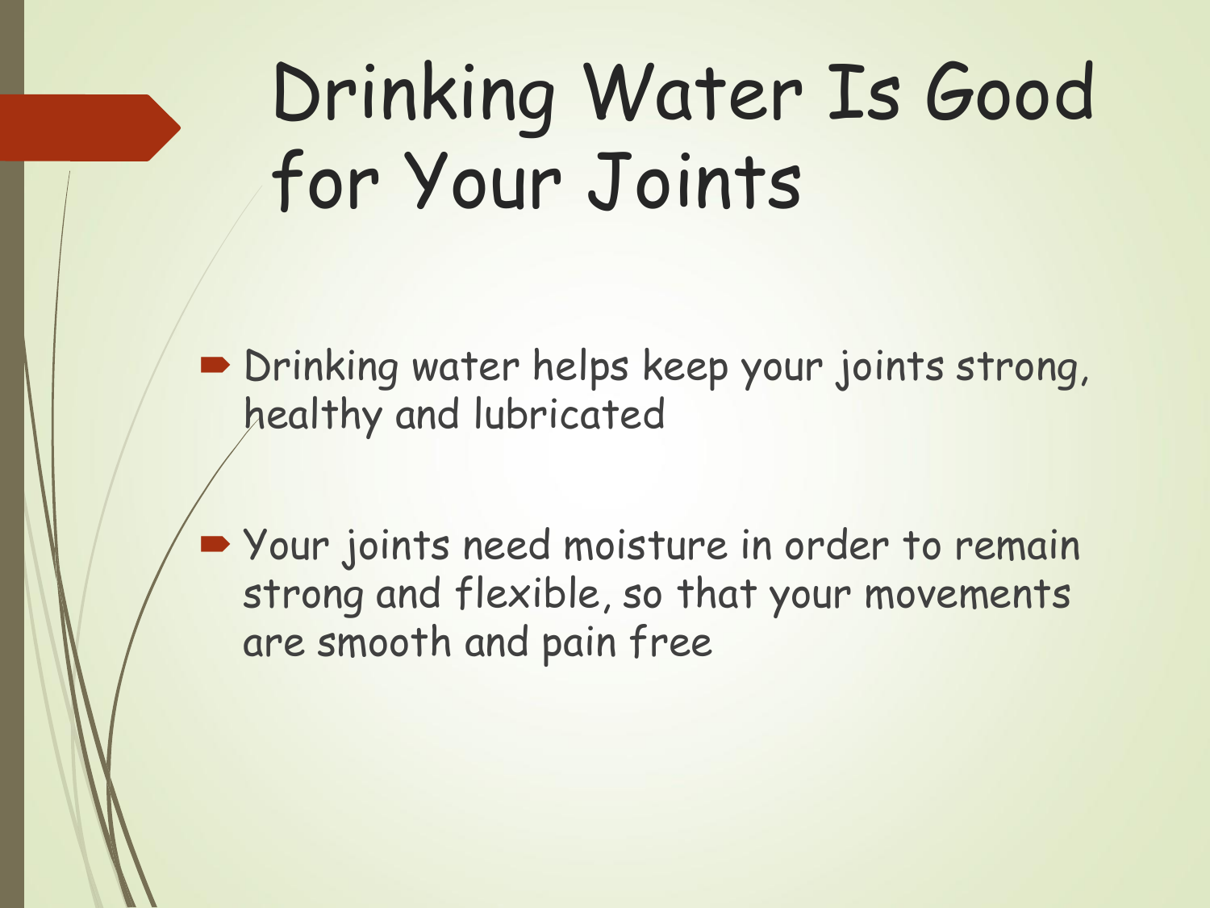# Drinking Water Is Good for Your Joints

- Drinking water helps keep your joints strong, healthy and lubricated

- Your joints need moisture in order to remain strong and flexible, so that your movements are smooth and pain free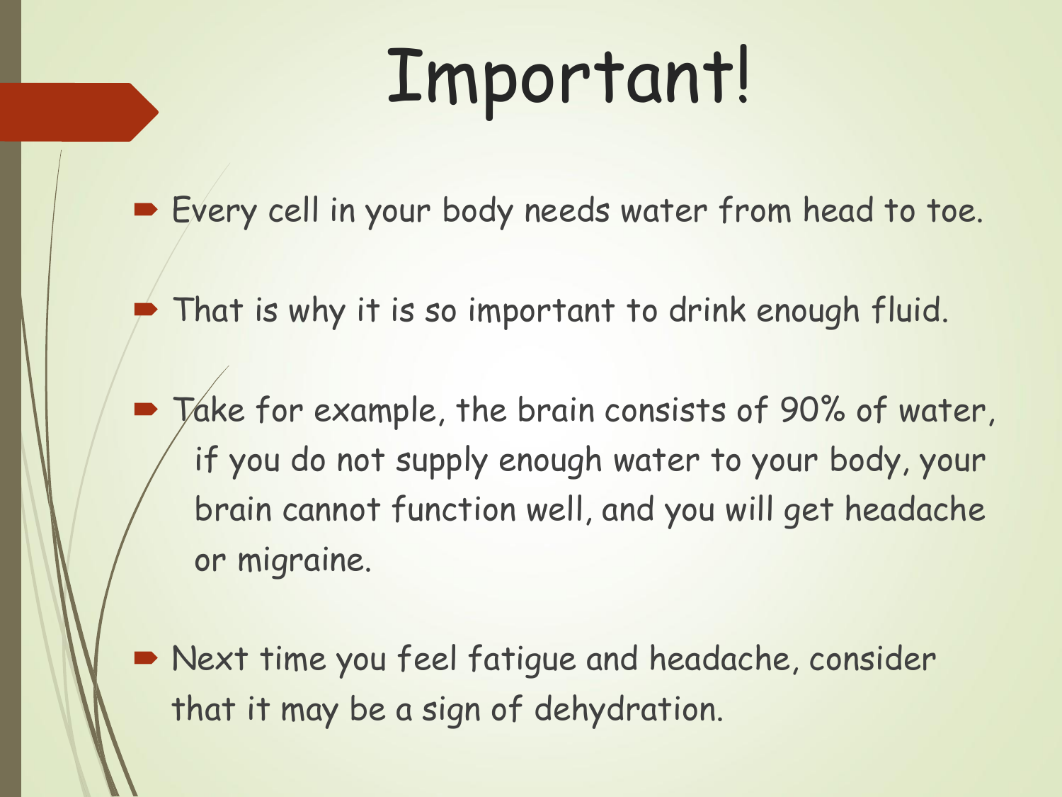# Important!

- Every cell in your body needs water from head to toe.
- That is why it is so important to drink enough fluid.
- Take for example, the brain consists of 90% of water, if you do not supply enough water to your body, your brain cannot function well, and you will get headache or migraine.
- Next time you feel fatigue and headache, consider that it may be a sign of dehydration.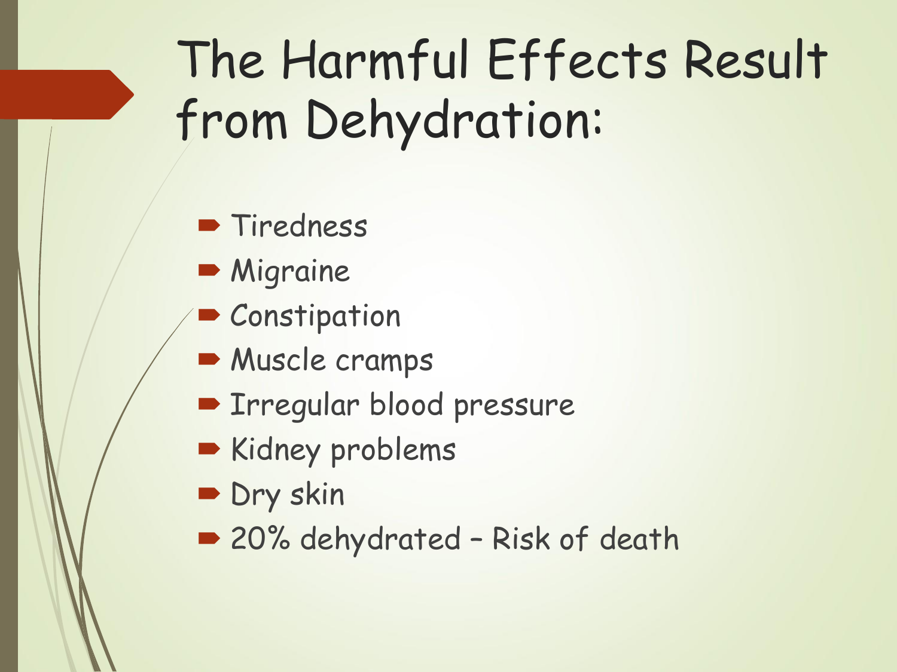# The Harmful Effects Result from Dehydration:

- Tiredness
- Migraine
- Constipation
- Muscle cramps
- Irregular blood pressure
- Kidney problems
- Dry skin
- 20% dehydrated – Risk of death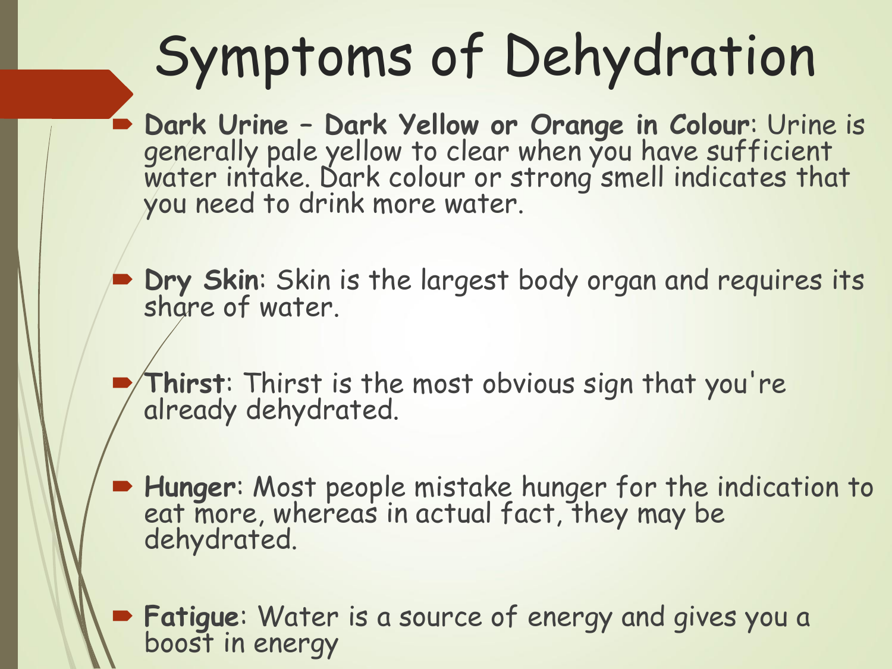# Symptoms of Dehydration

- **Dark Urine – Dark Yellow or Orange in Colour**: Urine is generally pale yellow to clear when you have sufficient water intake. Dark colour or strong smell indicates that you need to drink more water.

- **Dry Skin**: Skin is the largest body organ and requires its share of water.

- **Thirst**: Thirst is the most obvious sign that you're already dehydrated.

- **Hunger**: Most people mistake hunger for the indication to eat more, whereas in actual fact, they may be dehydrated.

- **Fatigue**: Water is a source of energy and gives you a boost in energy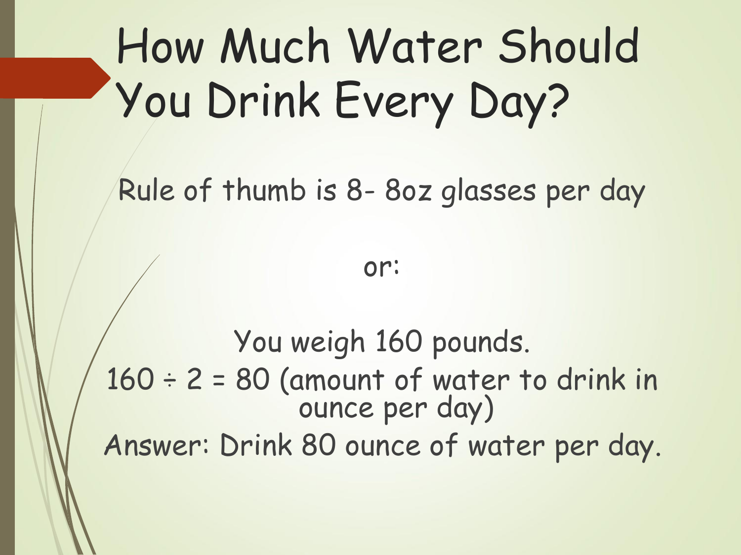# How Much Water Should You Drink Every Day?

Rule of thumb is 8- 8oz glasses per day

or:

You weigh 160 pounds.

$160 \div 2 = 80$ (amount of water to drink in ounce per day)

Answer: Drink 80 ounce of water per day.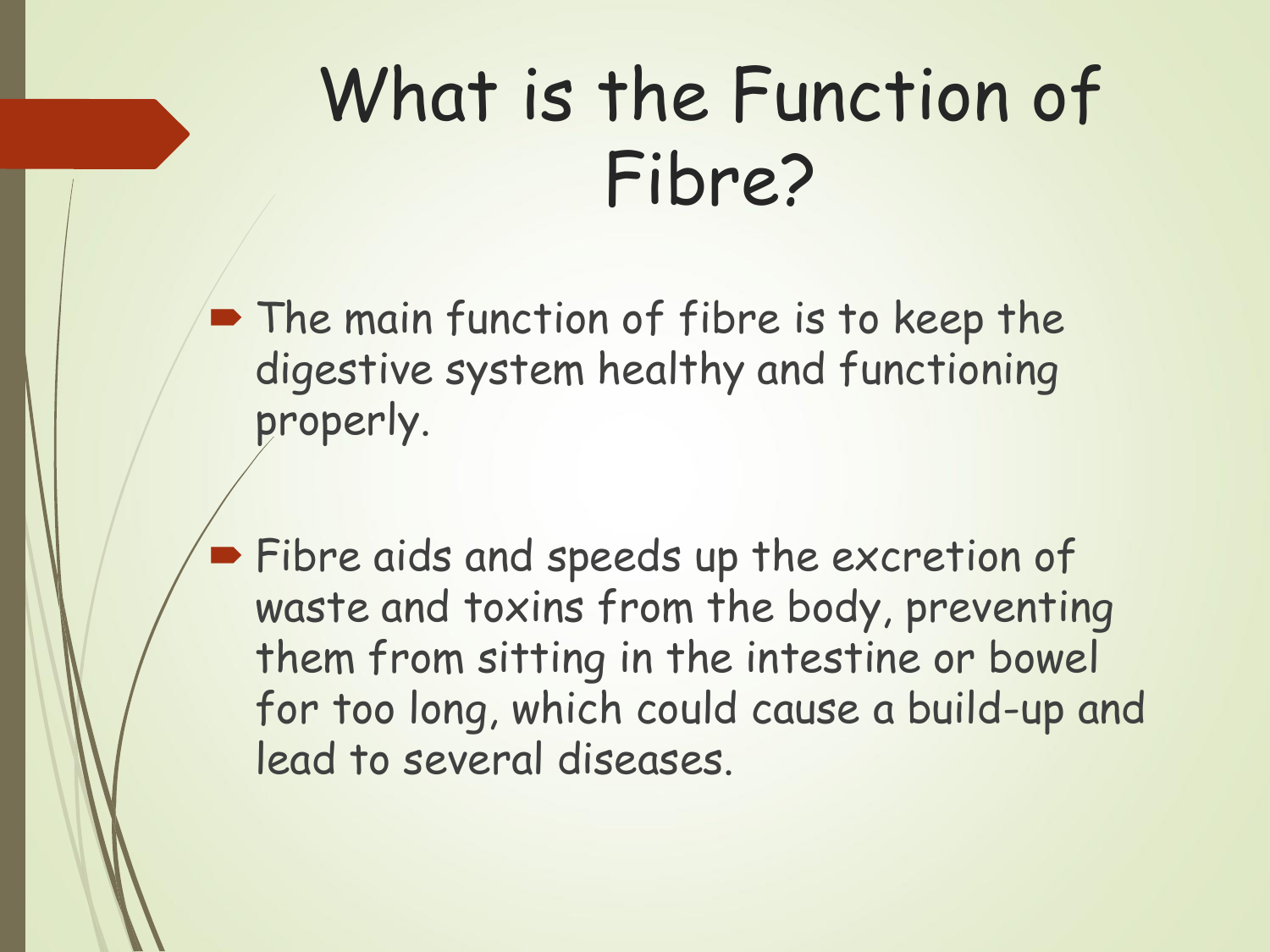# What is the Function of Fibre?

- The main function of fibre is to keep the digestive system healthy and functioning properly.

- Fibre aids and speeds up the excretion of waste and toxins from the body, preventing them from sitting in the intestine or bowel for too long, which could cause a build-up and lead to several diseases.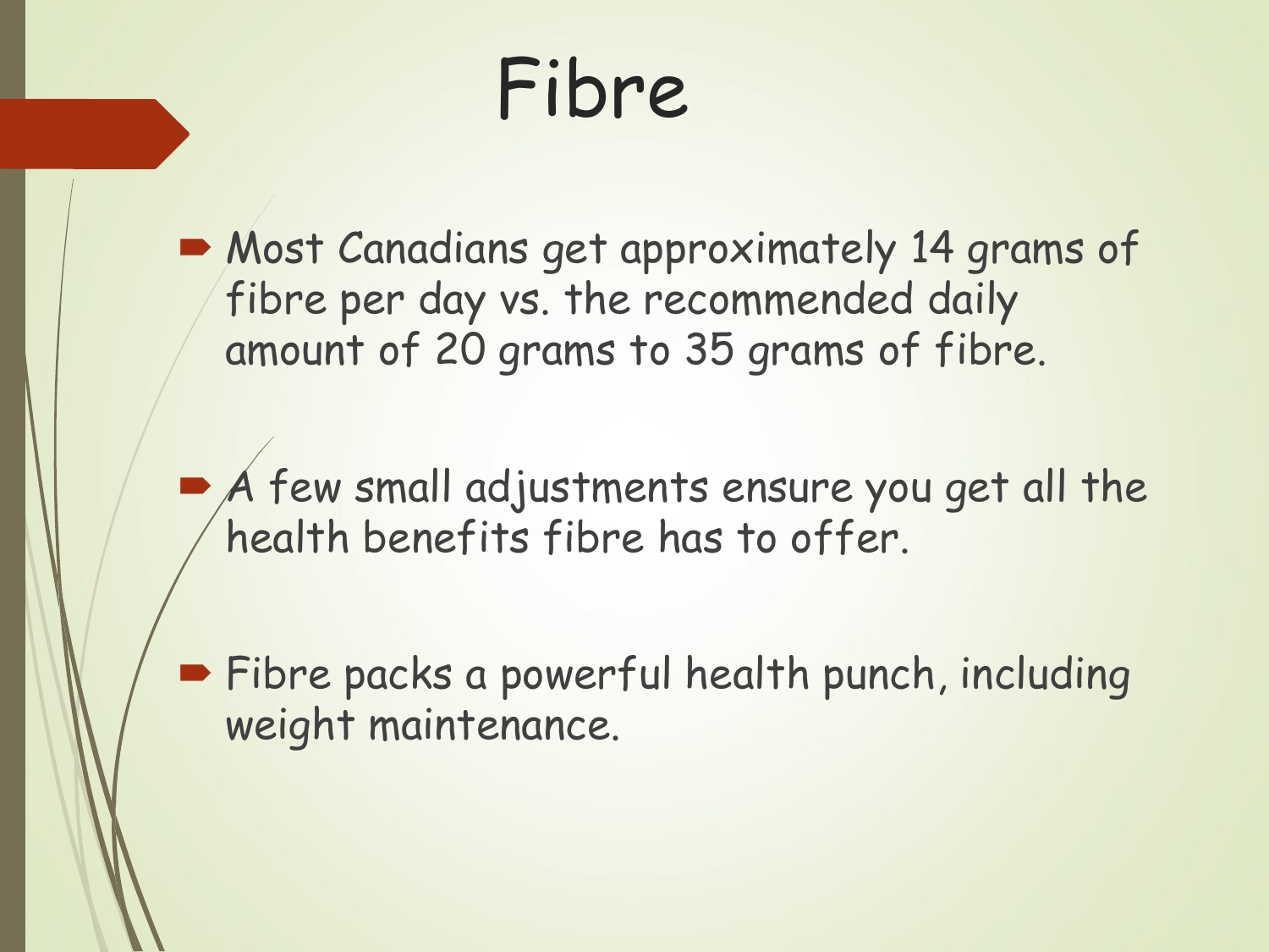# Fibre

- Most Canadians get approximately 14 grams of fibre per day vs. the recommended daily amount of 20 grams to 35 grams of fibre.
- A few small adjustments ensure you get all the health benefits fibre has to offer.
- Fibre packs a powerful health punch, including weight maintenance.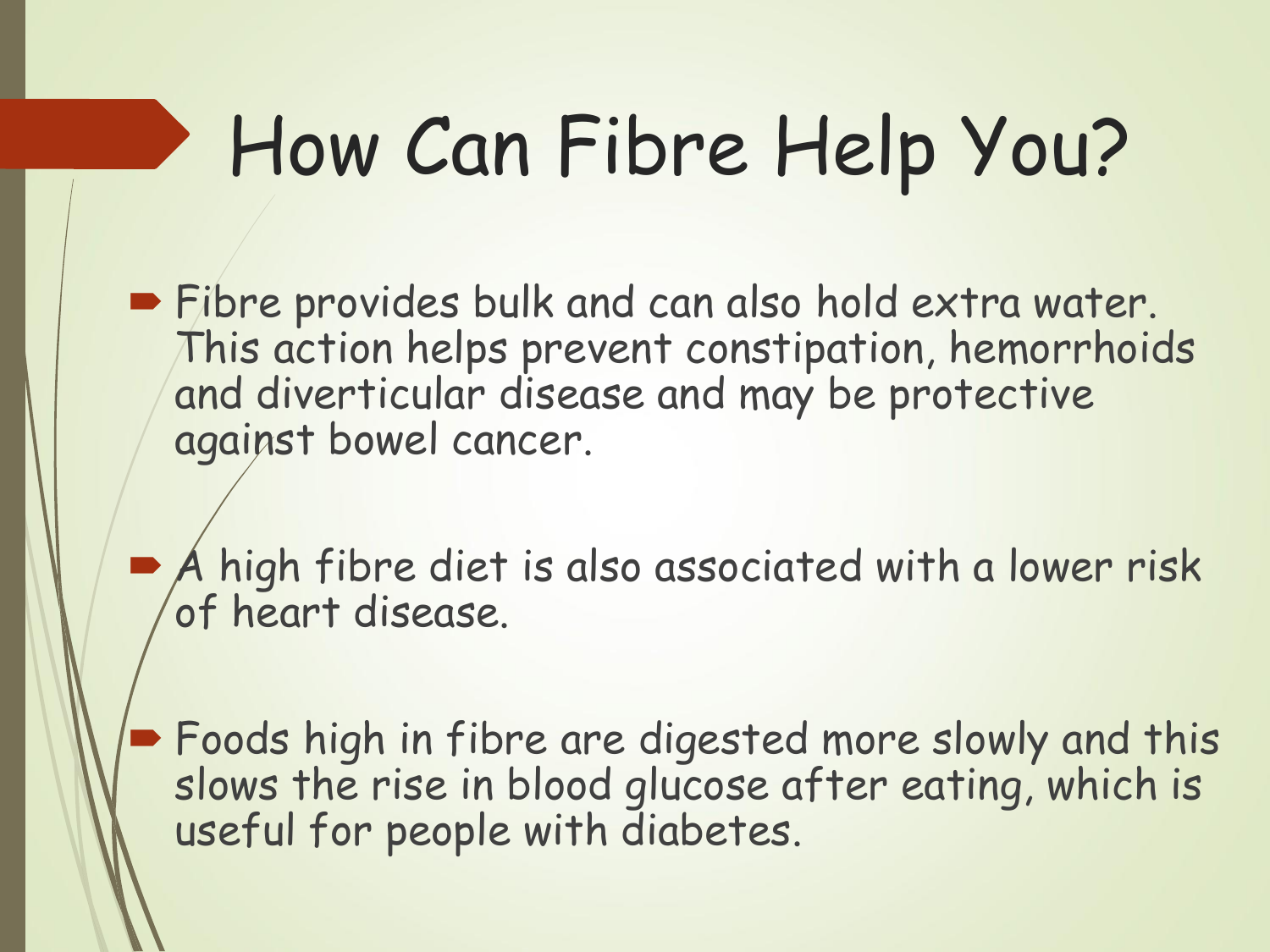# How Can Fibre Help You?

- Fibre provides bulk and can also hold extra water. This action helps prevent constipation, hemorrhoids and diverticular disease and may be protective against bowel cancer.

- A high fibre diet is also associated with a lower risk of heart disease.

- Foods high in fibre are digested more slowly and this slows the rise in blood glucose after eating, which is useful for people with diabetes.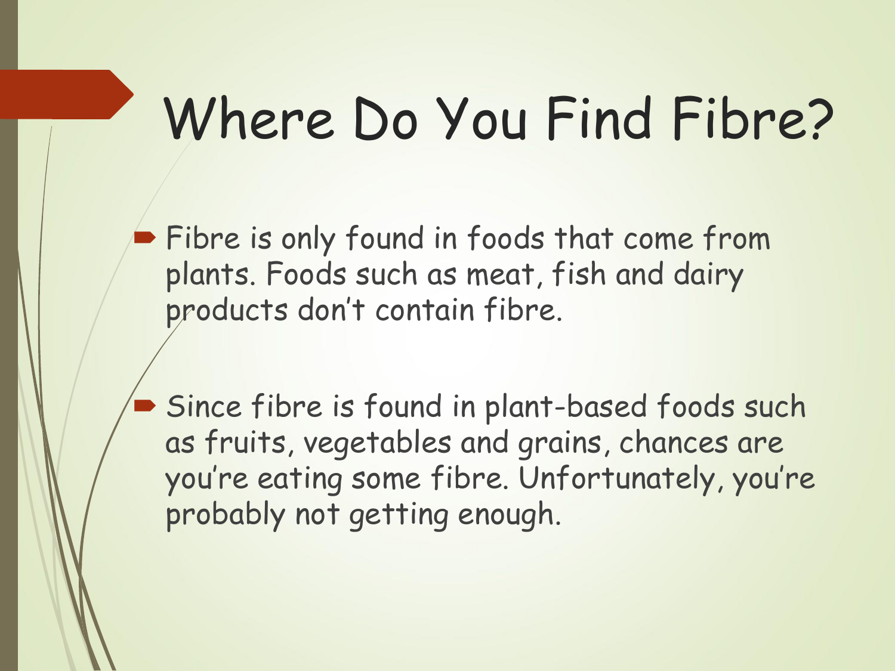# Where Do You Find Fibre?

- Fibre is only found in foods that come from plants. Foods such as meat, fish and dairy products don't contain fibre.

- Since fibre is found in plant-based foods such as fruits, vegetables and grains, chances are you're eating some fibre. Unfortunately, you're probably not getting enough.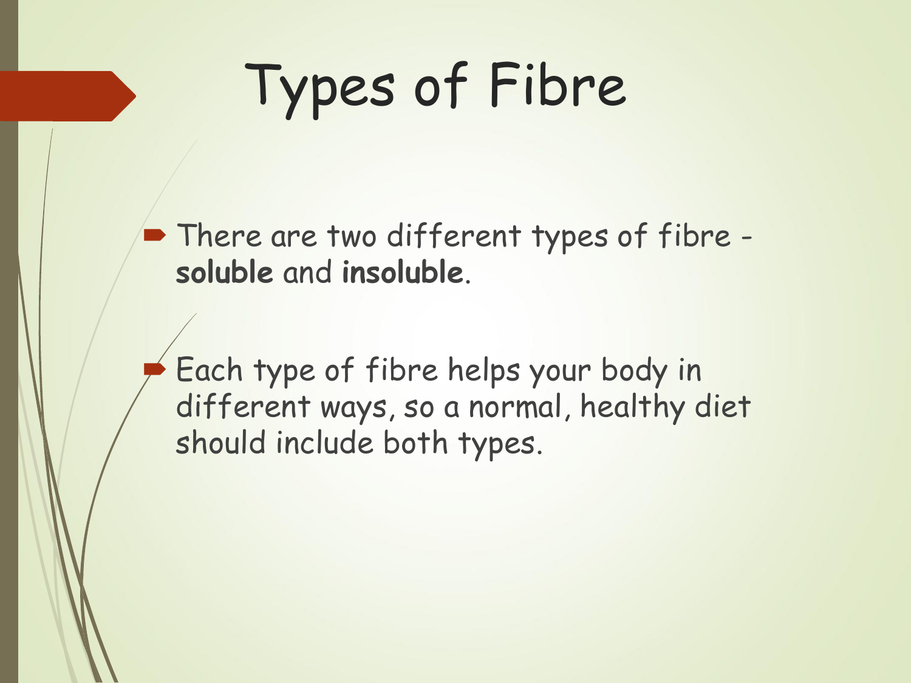# Types of Fibre

- There are two different types of fibre - **soluble** and **insoluble**.
- Each type of fibre helps your body in different ways, so a normal, healthy diet should include both types.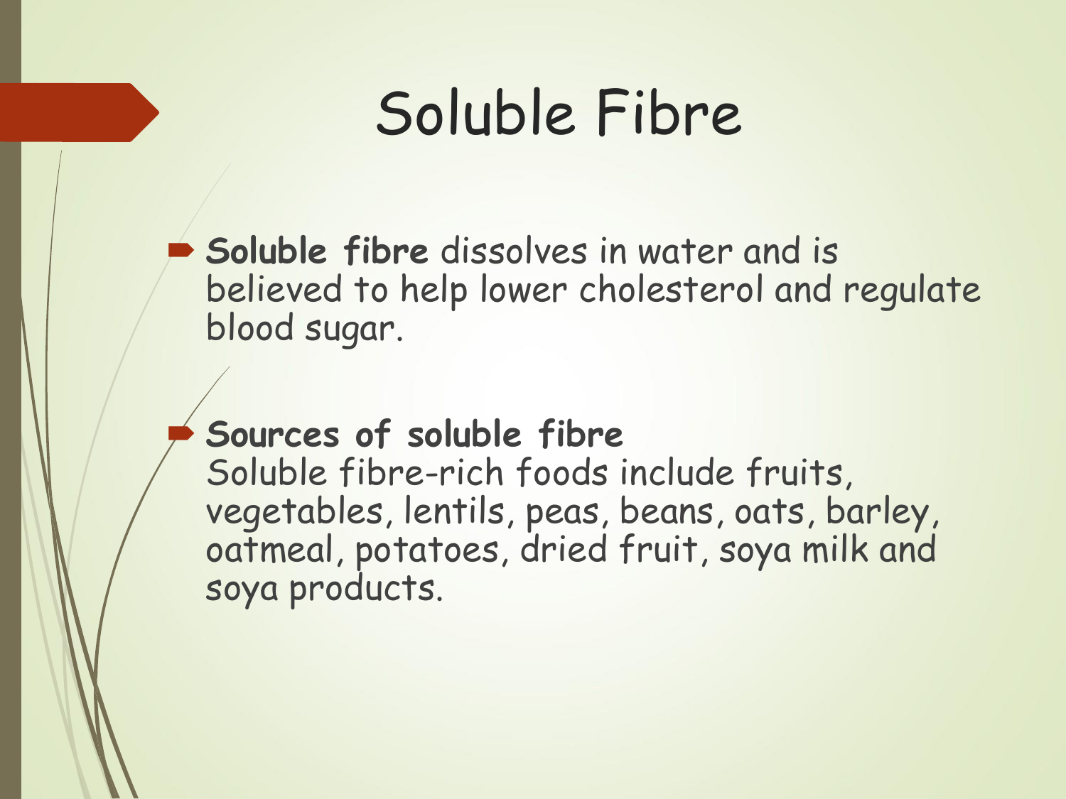# Soluble Fibre

- **Soluble fibre** dissolves in water and is believed to help lower cholesterol and regulate blood sugar.

- **Sources of soluble fibre**
  Soluble fibre-rich foods include fruits, vegetables, lentils, peas, beans, oats, barley, oatmeal, potatoes, dried fruit, soya milk and soya products.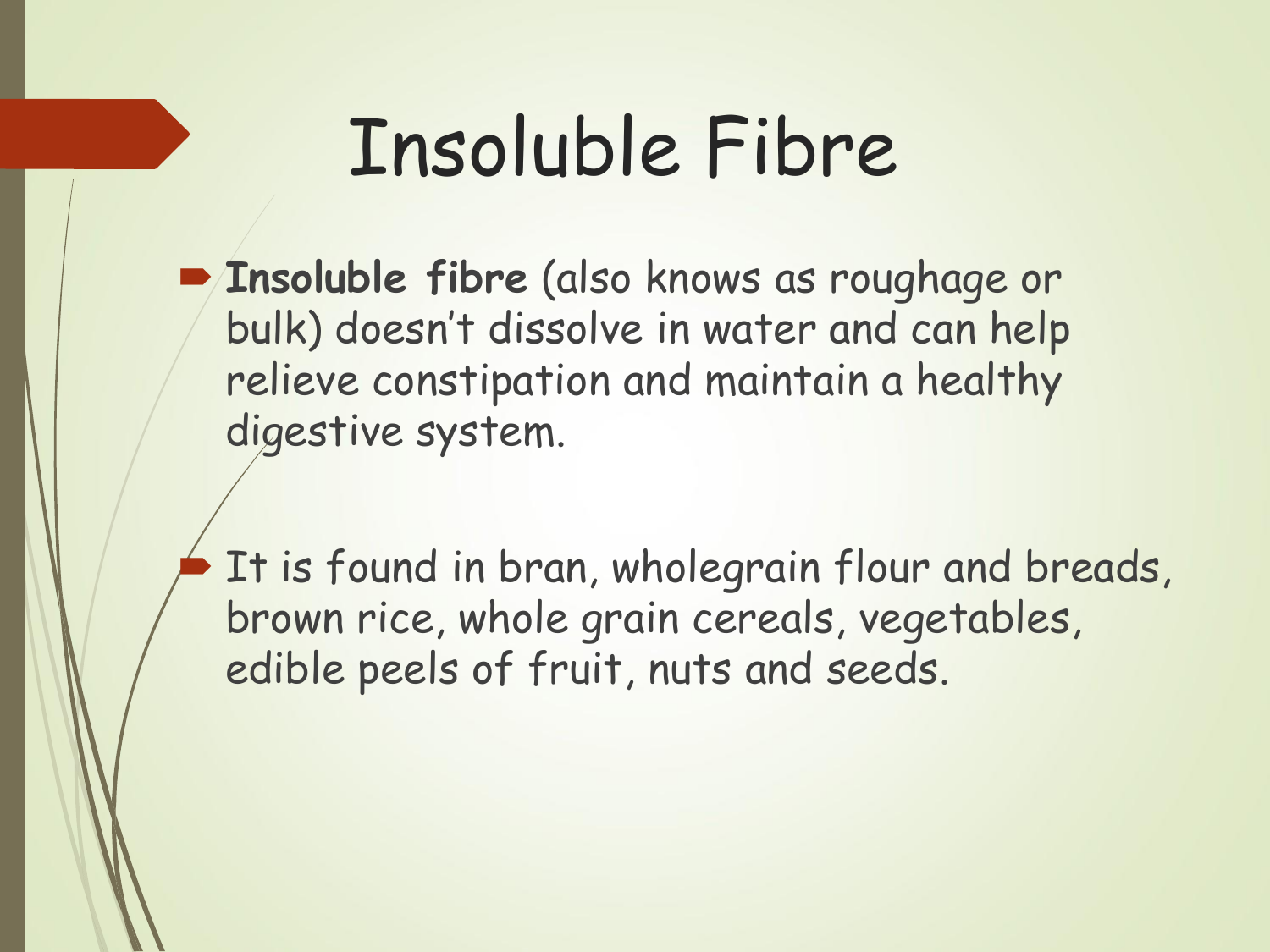# Insoluble Fibre

- **Insoluble fibre** (also knows as roughage or bulk) doesn't dissolve in water and can help relieve constipation and maintain a healthy digestive system.

- It is found in bran, wholegrain flour and breads, brown rice, whole grain cereals, vegetables, edible peels of fruit, nuts and seeds.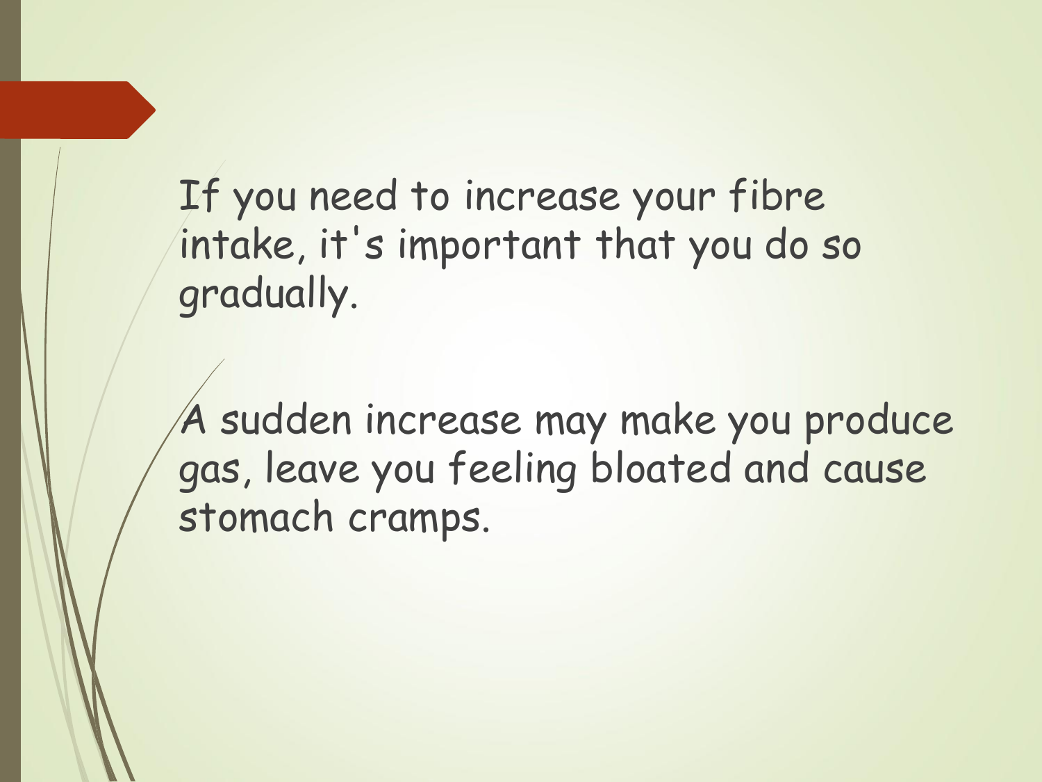If you need to increase your fibre intake, it's important that you do so gradually.

A sudden increase may make you produce gas, leave you feeling bloated and cause stomach cramps.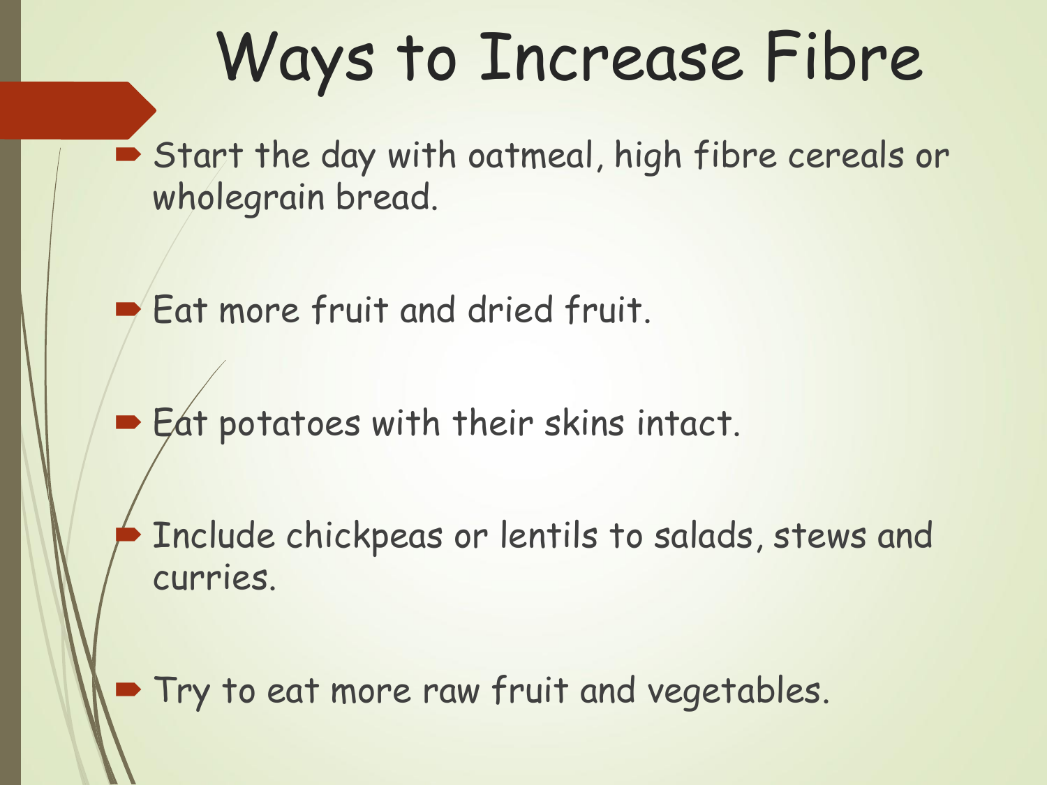# Ways to Increase Fibre

- Start the day with oatmeal, high fibre cereals or wholegrain bread.
- Eat more fruit and dried fruit.
- Eat potatoes with their skins intact.
- Include chickpeas or lentils to salads, stews and curries.
- Try to eat more raw fruit and vegetables.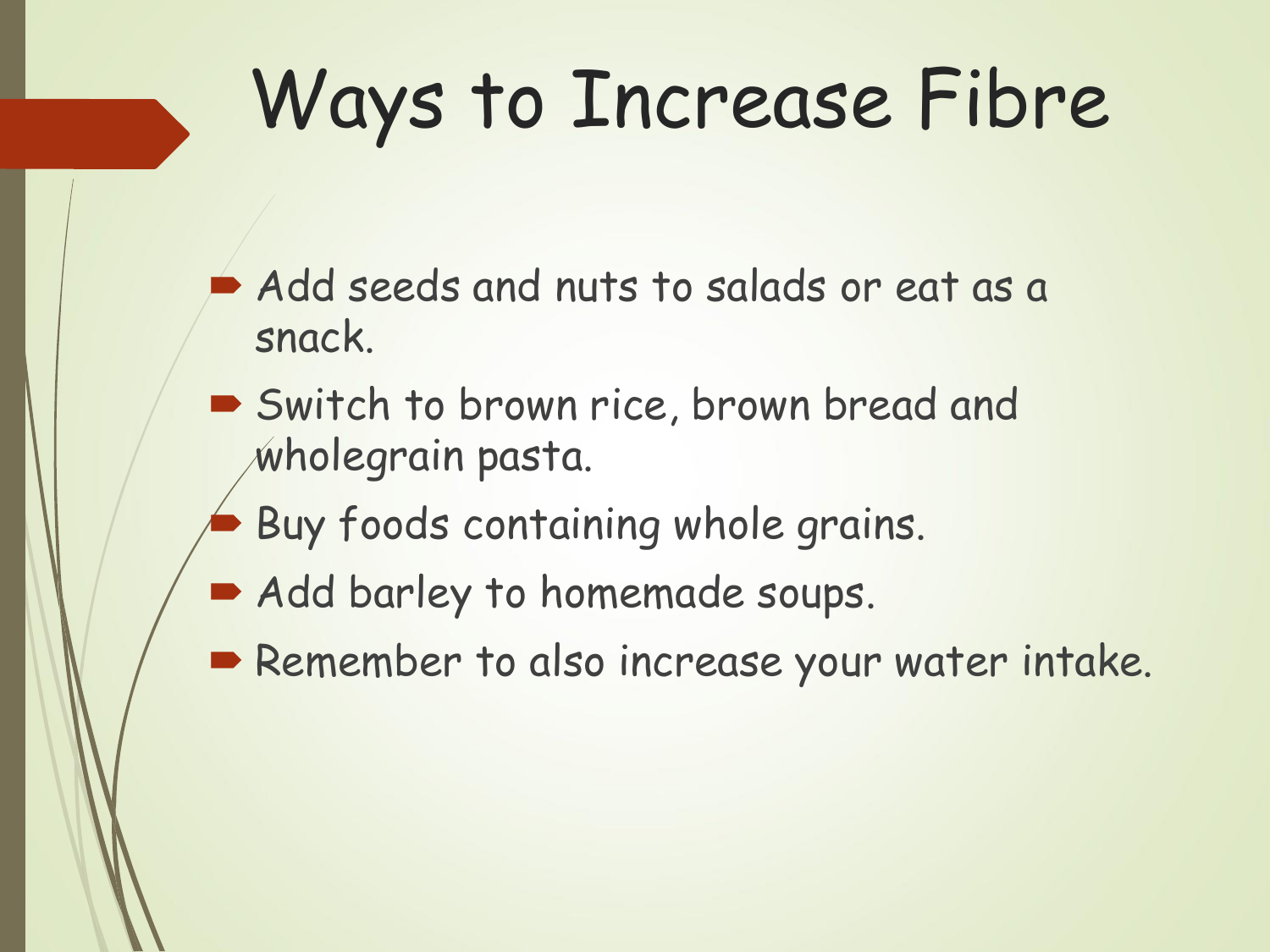# Ways to Increase Fibre

- Add seeds and nuts to salads or eat as a snack.
- Switch to brown rice, brown bread and wholegrain pasta.
- Buy foods containing whole grains.
- Add barley to homemade soups.
- Remember to also increase your water intake.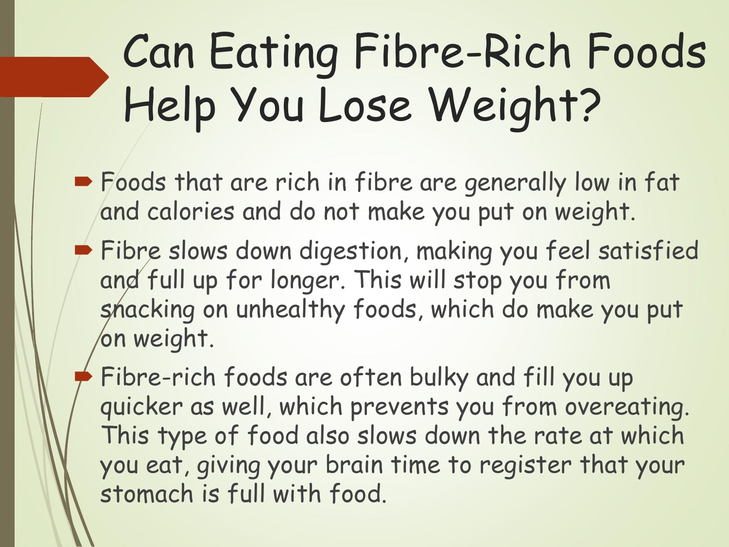# Can Eating Fibre-Rich Foods Help You Lose Weight?

- Foods that are rich in fibre are generally low in fat and calories and do not make you put on weight.
- Fibre slows down digestion, making you feel satisfied and full up for longer. This will stop you from snacking on unhealthy foods, which do make you put on weight.
- Fibre-rich foods are often bulky and fill you up quicker as well, which prevents you from overeating. This type of food also slows down the rate at which you eat, giving your brain time to register that your stomach is full with food.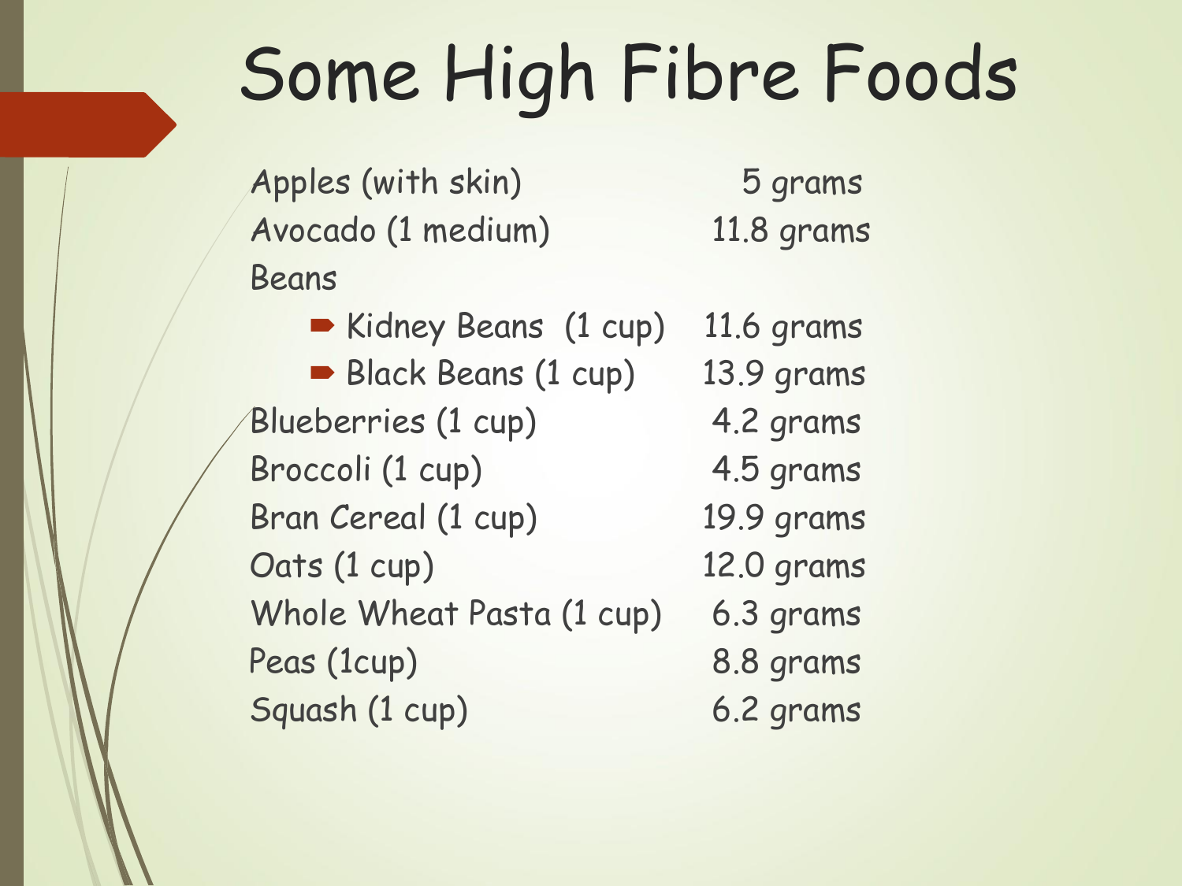# Some High Fibre Foods

| Food | Fibre |
|---|---|
| Apples (with skin) | 5 grams |
| Avocado (1 medium) | 11.8 grams |
| Beans | |
| - Kidney Beans (1 cup) | 11.6 grams |
| - Black Beans (1 cup) | 13.9 grams |
| Blueberries (1 cup) | 4.2 grams |
| Broccoli (1 cup) | 4.5 grams |
| Bran Cereal (1 cup) | 19.9 grams |
| Oats (1 cup) | 12.0 grams |
| Whole Wheat Pasta (1 cup) | 6.3 grams |
| Peas (1cup) | 8.8 grams |
| Squash (1 cup) | 6.2 grams |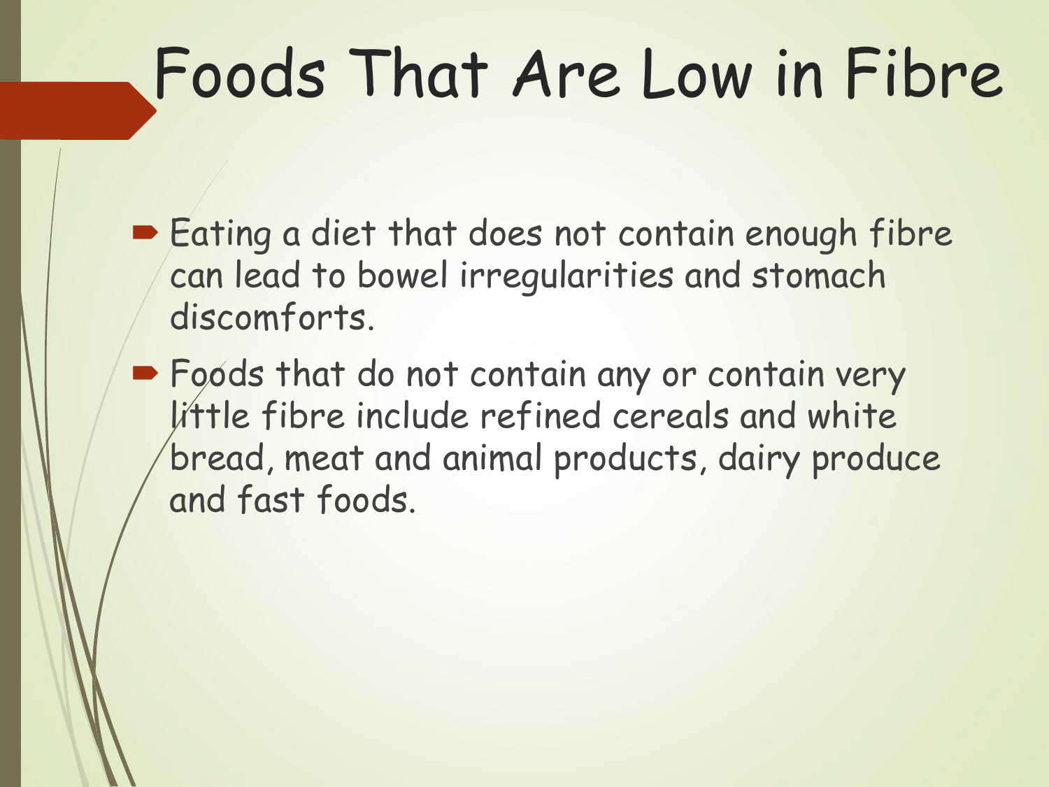# Foods That Are Low in Fibre

- Eating a diet that does not contain enough fibre can lead to bowel irregularities and stomach discomforts.
- Foods that do not contain any or contain very little fibre include refined cereals and white bread, meat and animal products, dairy produce and fast foods.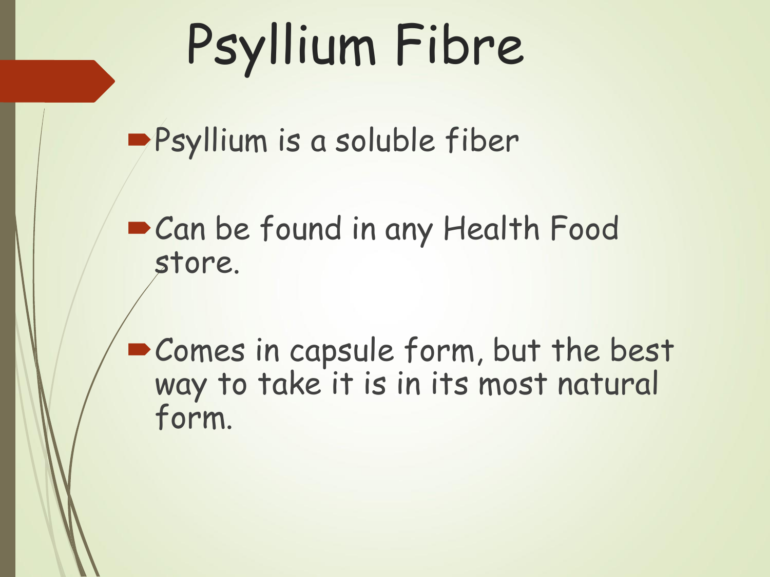# Psyllium Fibre

- Psyllium is a soluble fiber
- Can be found in any Health Food store.
- Comes in capsule form, but the best way to take it is in its most natural form.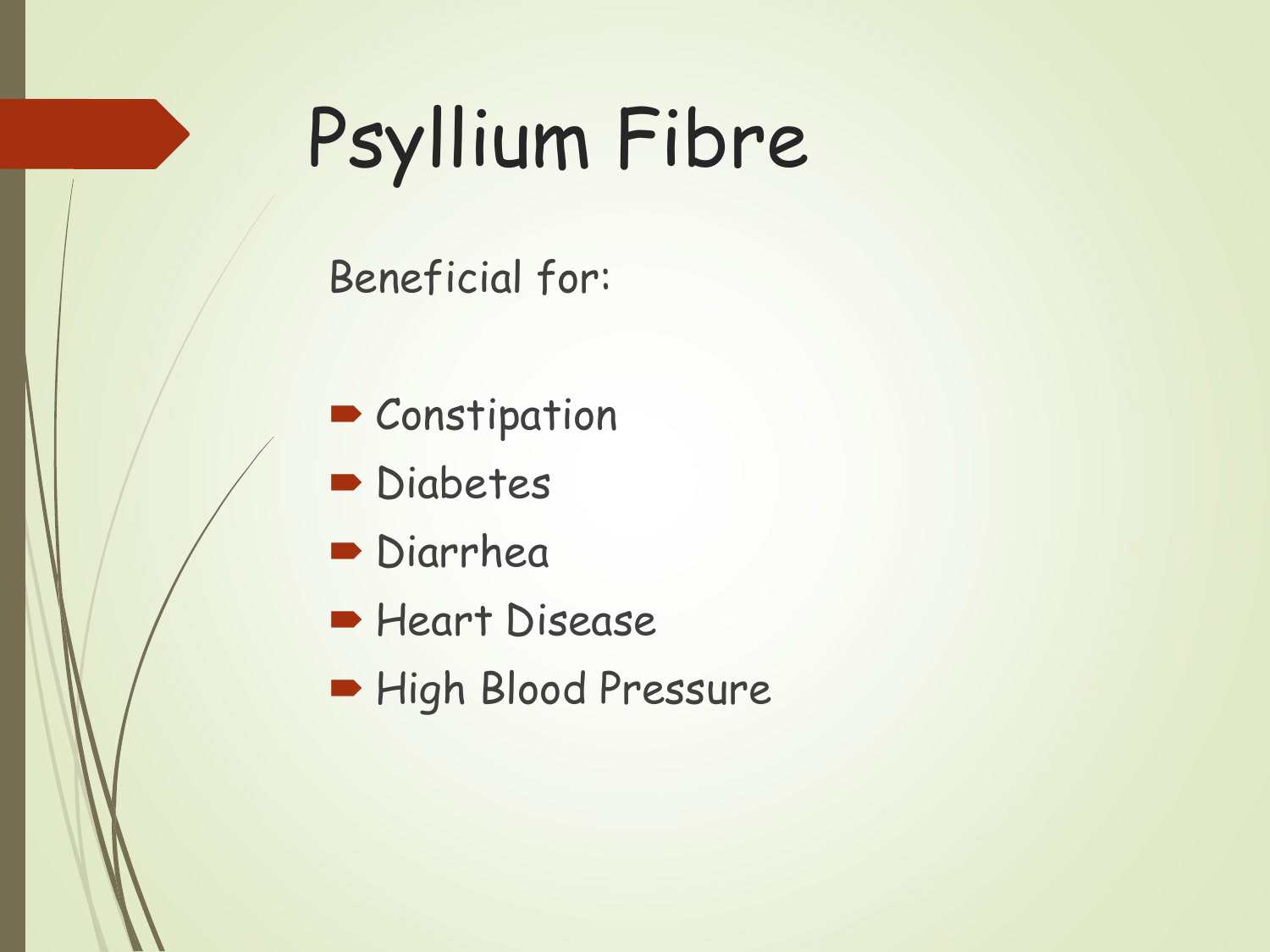# Psyllium Fibre

Beneficial for:

- Constipation
- Diabetes
- Diarrhea
- Heart Disease
- High Blood Pressure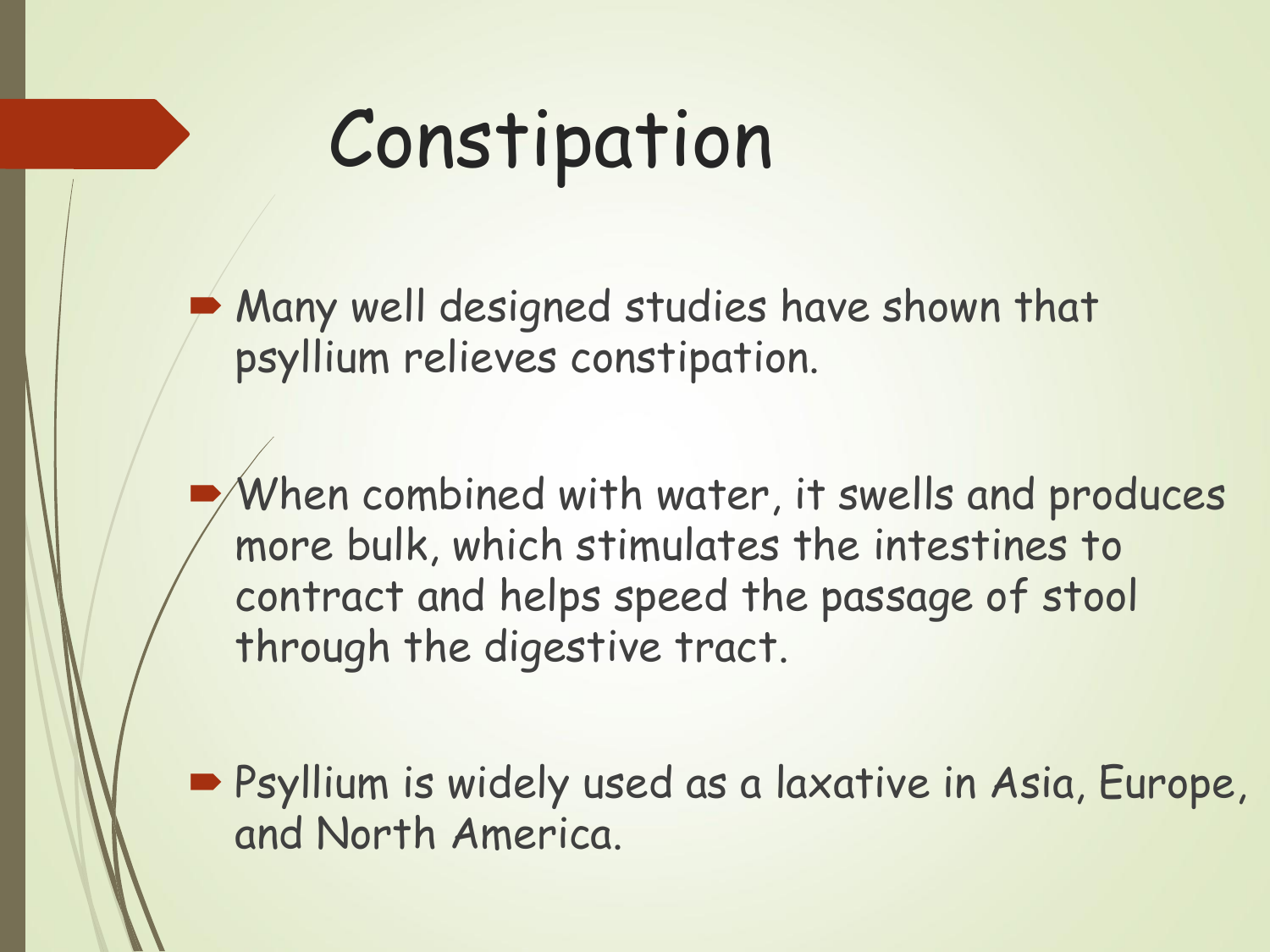# Constipation

- Many well designed studies have shown that psyllium relieves constipation.
- When combined with water, it swells and produces more bulk, which stimulates the intestines to contract and helps speed the passage of stool through the digestive tract.
- Psyllium is widely used as a laxative in Asia, Europe, and North America.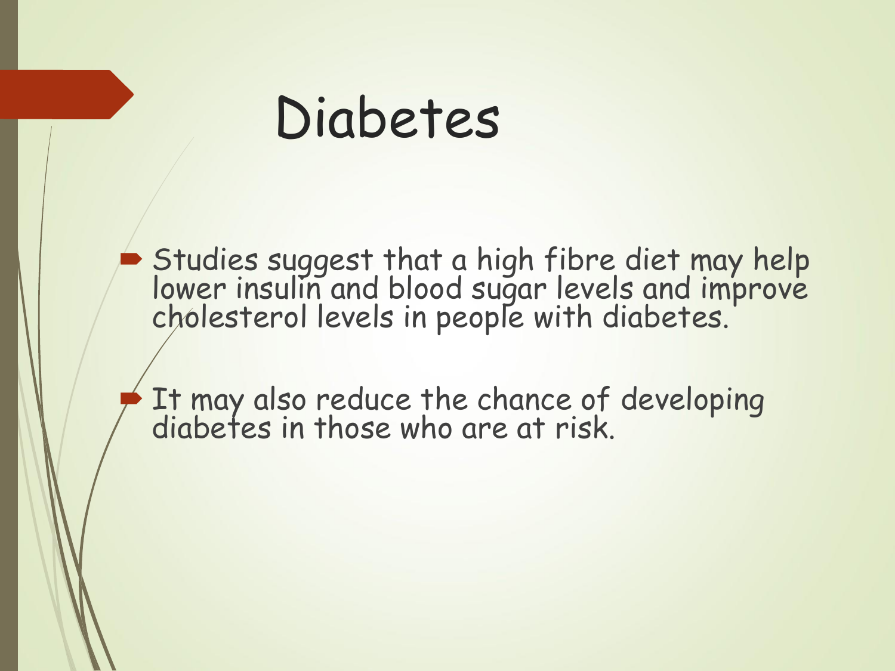# Diabetes

- Studies suggest that a high fibre diet may help lower insulin and blood sugar levels and improve cholesterol levels in people with diabetes.
- It may also reduce the chance of developing diabetes in those who are at risk.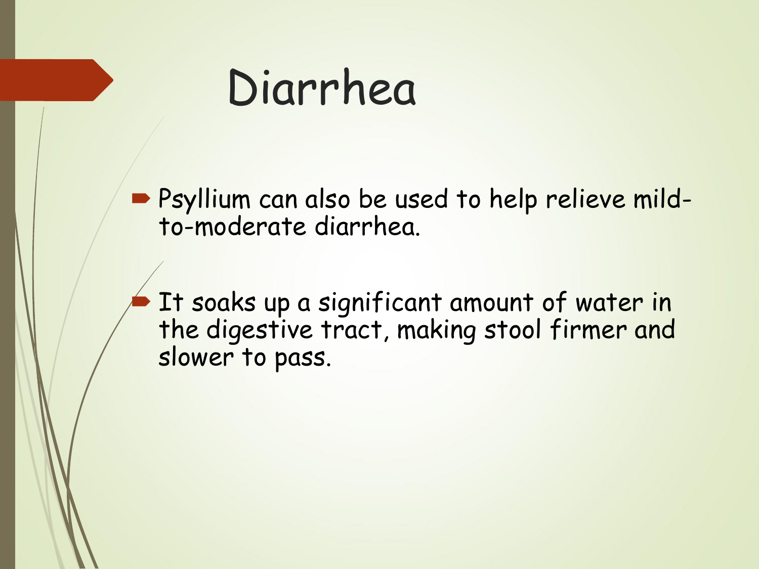# Diarrhea

- Psyllium can also be used to help relieve mild-to-moderate diarrhea.
- It soaks up a significant amount of water in the digestive tract, making stool firmer and slower to pass.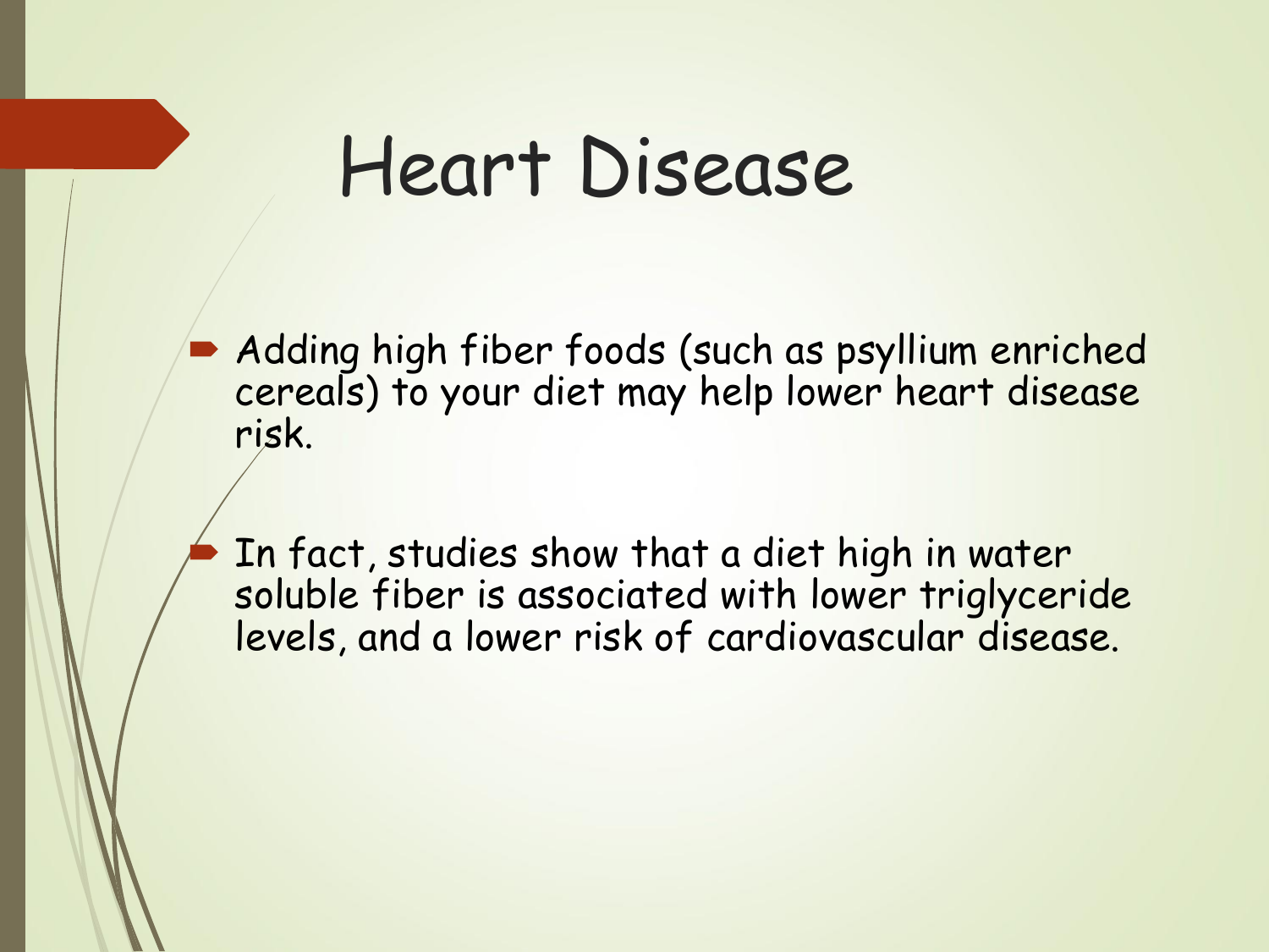# Heart Disease

- Adding high fiber foods (such as psyllium enriched cereals) to your diet may help lower heart disease risk.
- In fact, studies show that a diet high in water soluble fiber is associated with lower triglyceride levels, and a lower risk of cardiovascular disease.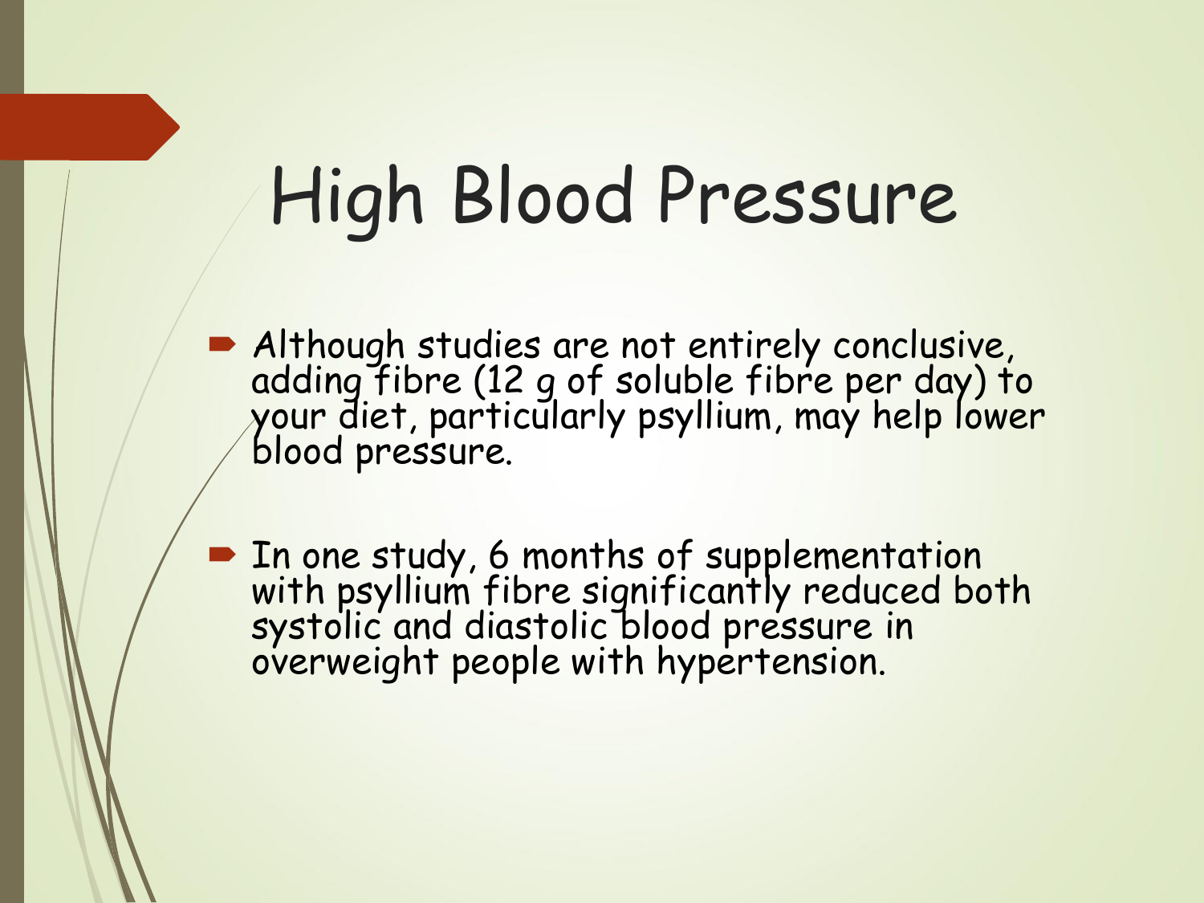# High Blood Pressure

- Although studies are not entirely conclusive, adding fibre (12 g of soluble fibre per day) to your diet, particularly psyllium, may help lower blood pressure.

- In one study, 6 months of supplementation with psyllium fibre significantly reduced both systolic and diastolic blood pressure in overweight people with hypertension.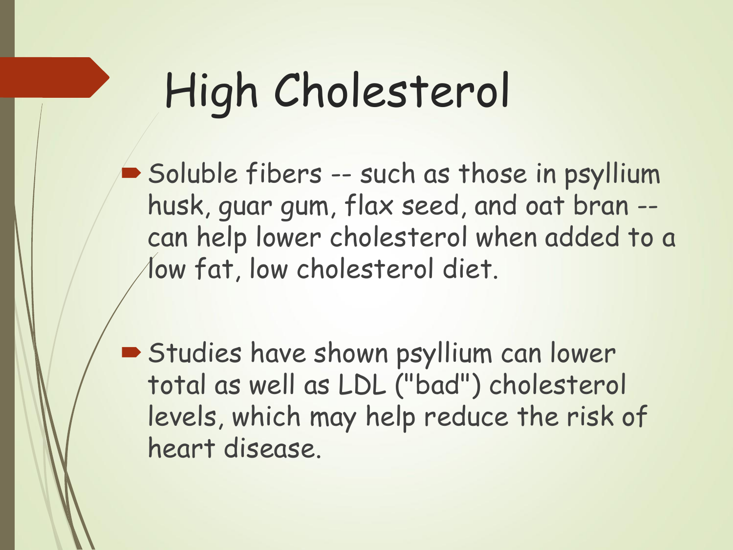# High Cholesterol

- Soluble fibers -- such as those in psyllium husk, guar gum, flax seed, and oat bran -- can help lower cholesterol when added to a low fat, low cholesterol diet.

- Studies have shown psyllium can lower total as well as LDL ("bad") cholesterol levels, which may help reduce the risk of heart disease.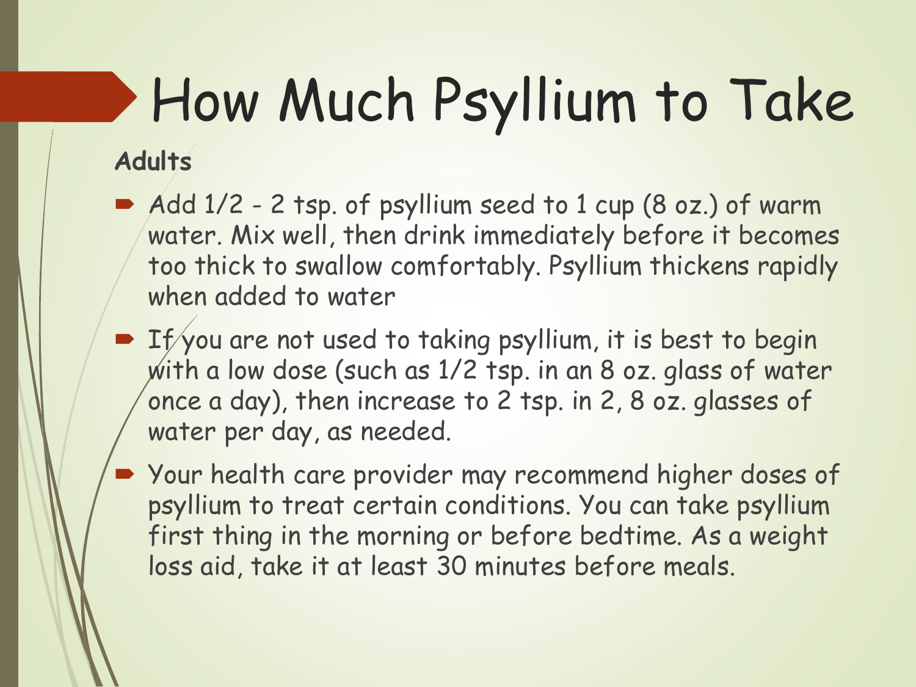# How Much Psyllium to Take

**Adults**

- Add 1/2 - 2 tsp. of psyllium seed to 1 cup (8 oz.) of warm water. Mix well, then drink immediately before it becomes too thick to swallow comfortably. Psyllium thickens rapidly when added to water
- If you are not used to taking psyllium, it is best to begin with a low dose (such as 1/2 tsp. in an 8 oz. glass of water once a day), then increase to 2 tsp. in 2, 8 oz. glasses of water per day, as needed.
- Your health care provider may recommend higher doses of psyllium to treat certain conditions. You can take psyllium first thing in the morning or before bedtime. As a weight loss aid, take it at least 30 minutes before meals.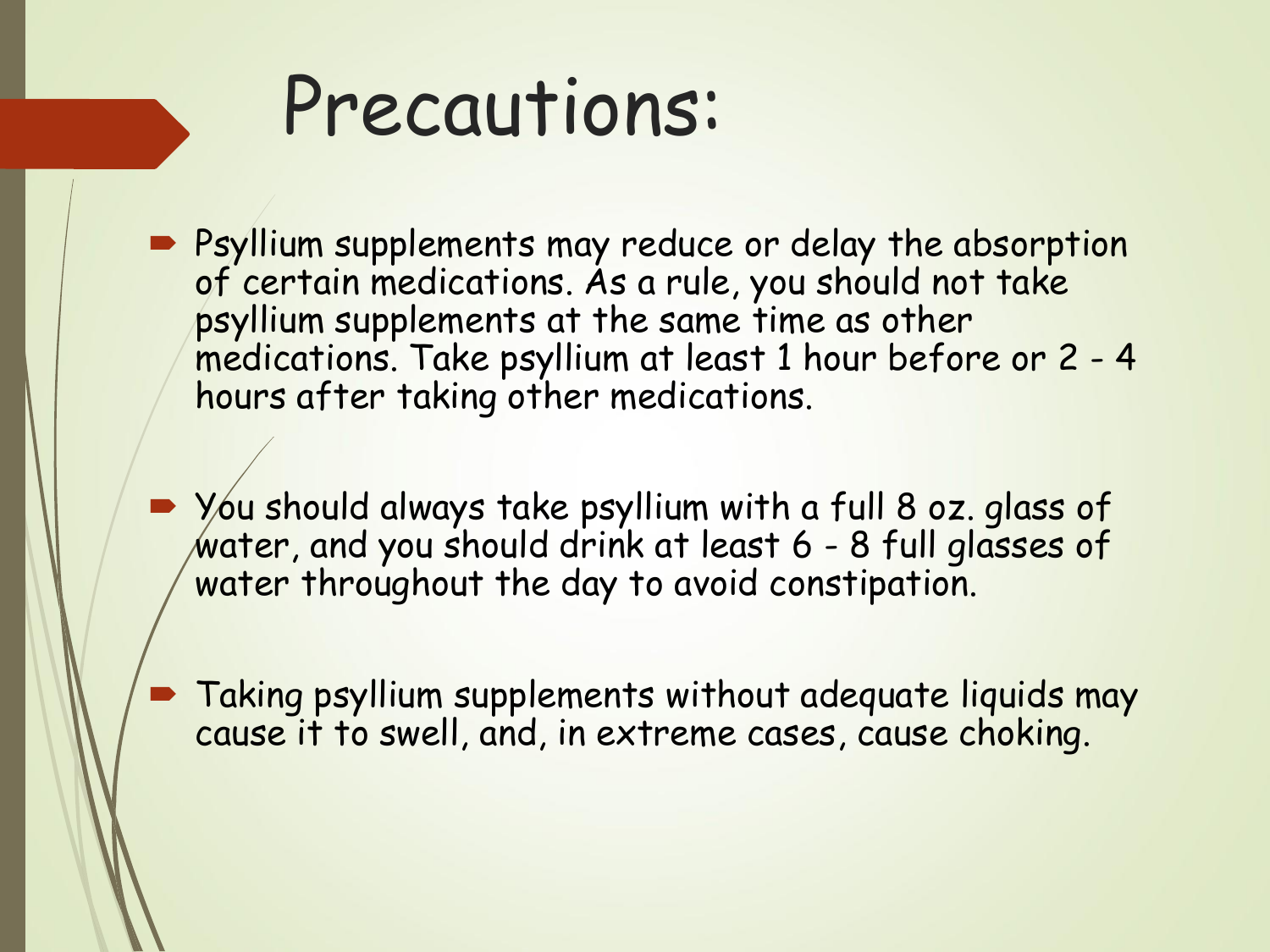# Precautions:

- Psyllium supplements may reduce or delay the absorption of certain medications. As a rule, you should not take psyllium supplements at the same time as other medications. Take psyllium at least 1 hour before or 2 - 4 hours after taking other medications.
- You should always take psyllium with a full 8 oz. glass of water, and you should drink at least 6 - 8 full glasses of water throughout the day to avoid constipation.
- Taking psyllium supplements without adequate liquids may cause it to swell, and, in extreme cases, cause choking.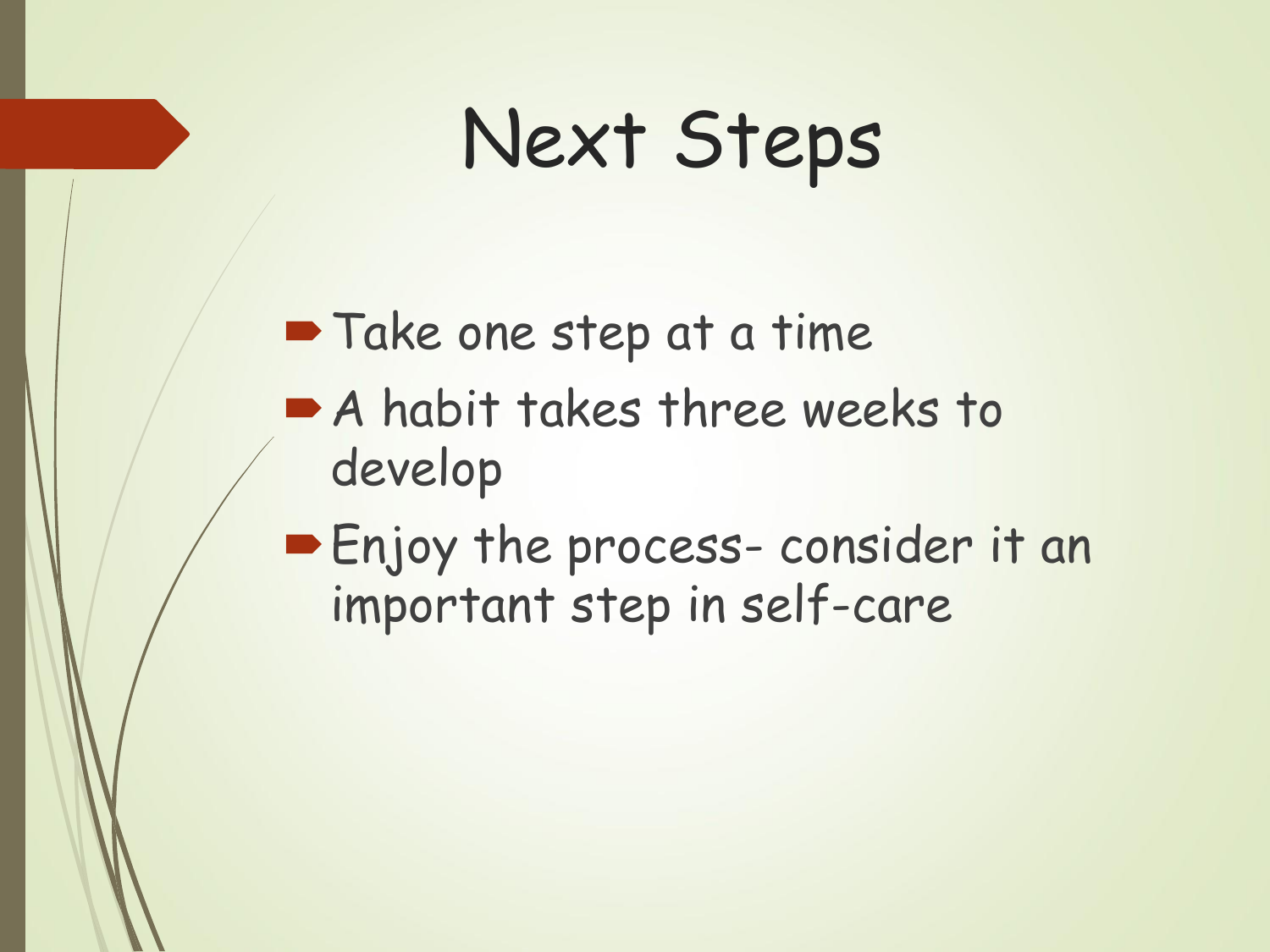# Next Steps

- Take one step at a time
- A habit takes three weeks to develop
- Enjoy the process- consider it an important step in self-care